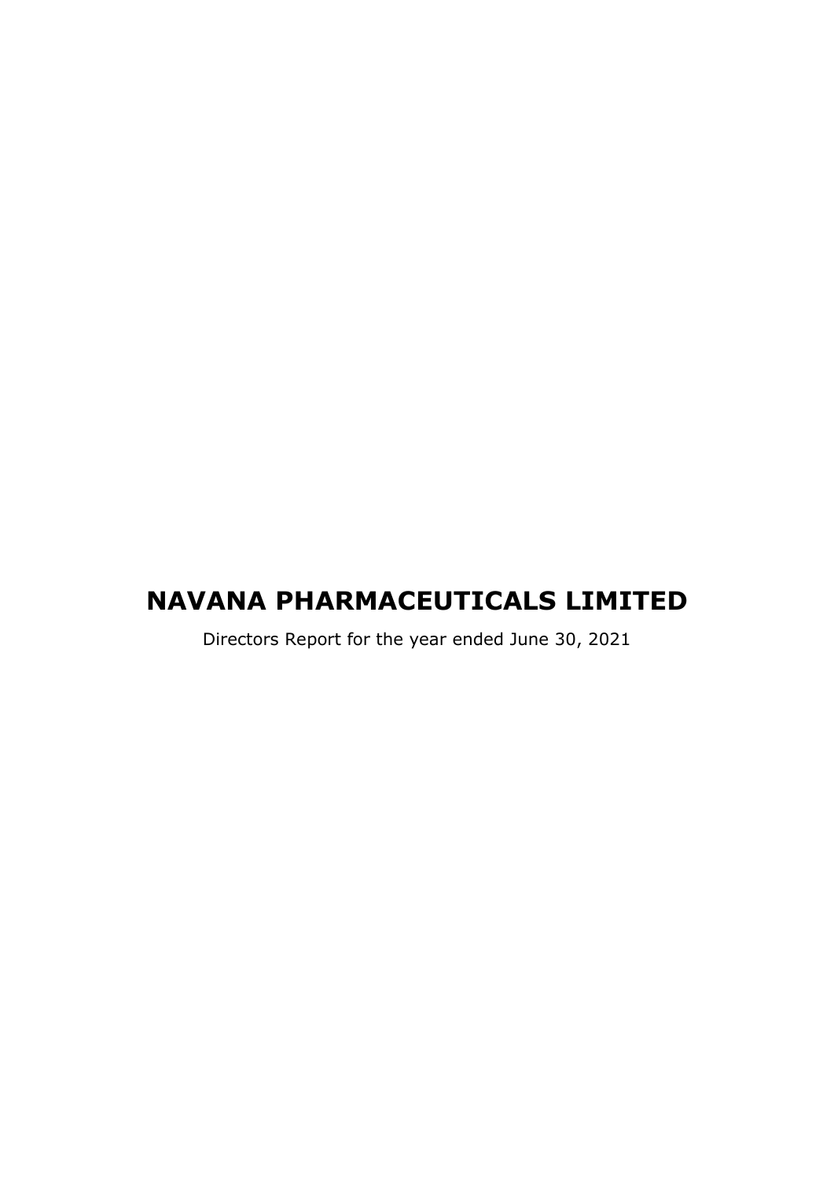# NAVANA PHARMACEUTICALS LIMITED

Directors Report for the year ended June 30, 2021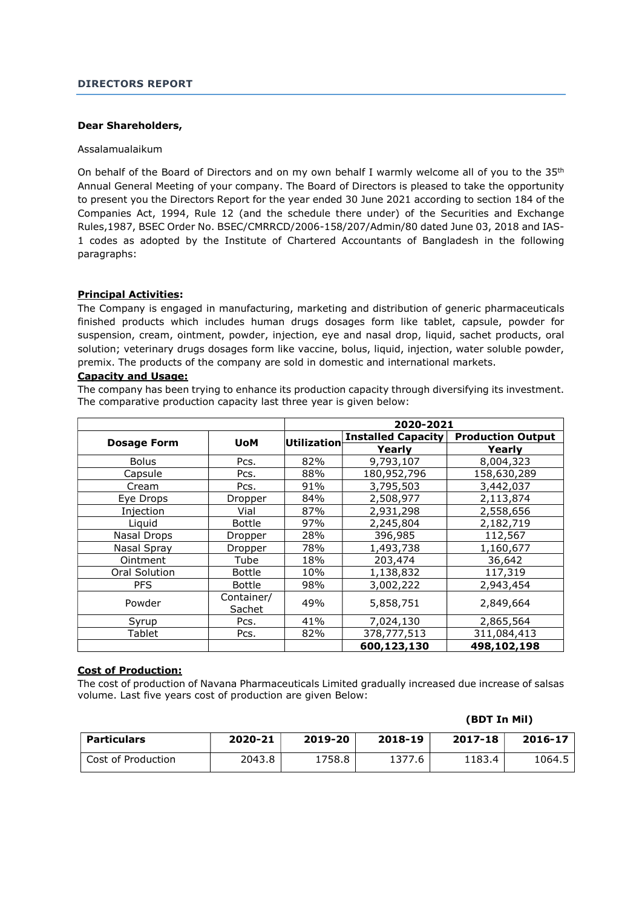## DIRECTORS REPORT

**Dear Shareholders,**

Assalamualaikum

On behalf of the Board of Directors and on my own behalf I warmly welcome all of you to the 35th Annual General Meeting of your company. The Board of Directors is pleased to take the opportunity to present you the Directors Report for the year ended 30 June 2021 according to section 184 of the Companies Act, 1994, Rule 12 (and the schedule there under) of the Securities and Exchange Rules,1987, BSEC Order No. BSEC/CMRRCD/2006-158/207/Admin/80 dated June 03, 2018 and IAS-1 codes as adopted by the Institute of Chartered Accountants of Bangladesh in the following paragraphs:

**Principal Activities:**

The Company is engaged in manufacturing, marketing and distribution of generic pharmaceuticals finished products which includes human drugs dosages form like tablet, capsule, powder for suspension, cream, ointment, powder, injection, eye and nasal drop, liquid, sachet products, oral solution; veterinary drugs dosages form like vaccine, bolus, liquid, injection, water soluble powder, premix. The products of the company are sold in domestic and international markets.

**Capacity and Usage:**

The company has been trying to enhance its production capacity through diversifying its investment. The comparative production capacity last three year is given below:

| Dosage Form | UoM | 2020-2021 | | |
|---|---|---|---|---|
| | | Utilization | Installed Capacity | Production Output |
| | | | Yearly | Yearly |
| Bolus | Pcs. | 82% | 9,793,107 | 8,004,323 |
| Capsule | Pcs. | 88% | 180,952,796 | 158,630,289 |
| Cream | Pcs. | 91% | 3,795,503 | 3,442,037 |
| Eye Drops | Dropper | 84% | 2,508,977 | 2,113,874 |
| Injection | Vial | 87% | 2,931,298 | 2,558,656 |
| Liquid | Bottle | 97% | 2,245,804 | 2,182,719 |
| Nasal Drops | Dropper | 28% | 396,985 | 112,567 |
| Nasal Spray | Dropper | 78% | 1,493,738 | 1,160,677 |
| Ointment | Tube | 18% | 203,474 | 36,642 |
| Oral Solution | Bottle | 10% | 1,138,832 | 117,319 |
| PFS | Bottle | 98% | 3,002,222 | 2,943,454 |
| Powder | Container/ Sachet | 49% | 5,858,751 | 2,849,664 |
| Syrup | Pcs. | 41% | 7,024,130 | 2,865,564 |
| Tablet | Pcs. | 82% | 378,777,513 | 311,084,413 |
| | | | **600,123,130** | **498,102,198** |

**Cost of Production:**

The cost of production of Navana Pharmaceuticals Limited gradually increased due increase of salsas volume. Last five years cost of production are given Below:

**(BDT In Mil)**

| Particulars | 2020-21 | 2019-20 | 2018-19 | 2017-18 | 2016-17 |
|---|---|---|---|---|---|
| Cost of Production | 2043.8 | 1758.8 | 1377.6 | 1183.4 | 1064.5 |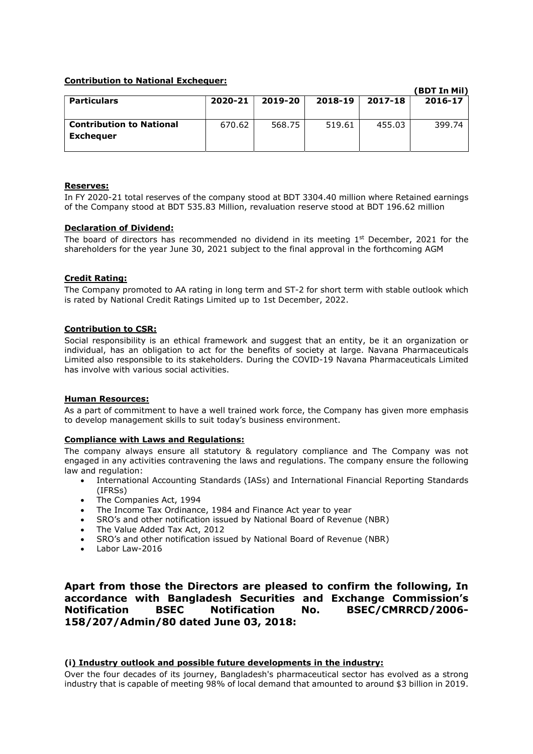**Contribution to National Exchequer:**

(BDT In Mil)

| Particulars | 2020-21 | 2019-20 | 2018-19 | 2017-18 | 2016-17 |
|---|---|---|---|---|---|
| Contribution to National Exchequer | 670.62 | 568.75 | 519.61 | 455.03 | 399.74 |

**Reserves:**

In FY 2020-21 total reserves of the company stood at BDT 3304.40 million where Retained earnings of the Company stood at BDT 535.83 Million, revaluation reserve stood at BDT 196.62 million

**Declaration of Dividend:**

The board of directors has recommended no dividend in its meeting 1st December, 2021 for the shareholders for the year June 30, 2021 subject to the final approval in the forthcoming AGM

**Credit Rating:**

The Company promoted to AA rating in long term and ST-2 for short term with stable outlook which is rated by National Credit Ratings Limited up to 1st December, 2022.

**Contribution to CSR:**

Social responsibility is an ethical framework and suggest that an entity, be it an organization or individual, has an obligation to act for the benefits of society at large. Navana Pharmaceuticals Limited also responsible to its stakeholders. During the COVID-19 Navana Pharmaceuticals Limited has involve with various social activities.

**Human Resources:**

As a part of commitment to have a well trained work force, the Company has given more emphasis to develop management skills to suit today's business environment.

**Compliance with Laws and Regulations:**

The company always ensure all statutory & regulatory compliance and The Company was not engaged in any activities contravening the laws and regulations. The company ensure the following law and regulation:

- International Accounting Standards (IASs) and International Financial Reporting Standards (IFRSs)
- The Companies Act, 1994
- The Income Tax Ordinance, 1984 and Finance Act year to year
- SRO's and other notification issued by National Board of Revenue (NBR)
- The Value Added Tax Act, 2012
- SRO's and other notification issued by National Board of Revenue (NBR)
- Labor Law-2016

## Apart from those the Directors are pleased to confirm the following, In accordance with Bangladesh Securities and Exchange Commission's Notification BSEC Notification No. BSEC/CMRRCD/2006-158/207/Admin/80 dated June 03, 2018:

**(i) Industry outlook and possible future developments in the industry:**

Over the four decades of its journey, Bangladesh's pharmaceutical sector has evolved as a strong industry that is capable of meeting 98% of local demand that amounted to around $3 billion in 2019.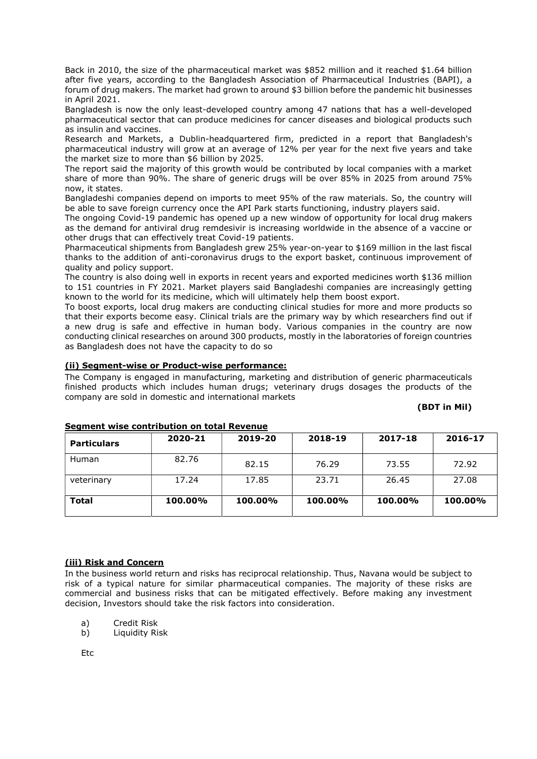Back in 2010, the size of the pharmaceutical market was $852 million and it reached $1.64 billion after five years, according to the Bangladesh Association of Pharmaceutical Industries (BAPI), a forum of drug makers. The market had grown to around $3 billion before the pandemic hit businesses in April 2021.

Bangladesh is now the only least-developed country among 47 nations that has a well-developed pharmaceutical sector that can produce medicines for cancer diseases and biological products such as insulin and vaccines.

Research and Markets, a Dublin-headquartered firm, predicted in a report that Bangladesh's pharmaceutical industry will grow at an average of 12% per year for the next five years and take the market size to more than $6 billion by 2025.

The report said the majority of this growth would be contributed by local companies with a market share of more than 90%. The share of generic drugs will be over 85% in 2025 from around 75% now, it states.

Bangladeshi companies depend on imports to meet 95% of the raw materials. So, the country will be able to save foreign currency once the API Park starts functioning, industry players said.

The ongoing Covid-19 pandemic has opened up a new window of opportunity for local drug makers as the demand for antiviral drug remdesivir is increasing worldwide in the absence of a vaccine or other drugs that can effectively treat Covid-19 patients.

Pharmaceutical shipments from Bangladesh grew 25% year-on-year to $169 million in the last fiscal thanks to the addition of anti-coronavirus drugs to the export basket, continuous improvement of quality and policy support.

The country is also doing well in exports in recent years and exported medicines worth $136 million to 151 countries in FY 2021. Market players said Bangladeshi companies are increasingly getting known to the world for its medicine, which will ultimately help them boost export.

To boost exports, local drug makers are conducting clinical studies for more and more products so that their exports become easy. Clinical trials are the primary way by which researchers find out if a new drug is safe and effective in human body. Various companies in the country are now conducting clinical researches on around 300 products, mostly in the laboratories of foreign countries as Bangladesh does not have the capacity to do so

**(ii) Segment-wise or Product-wise performance:**

The Company is engaged in manufacturing, marketing and distribution of generic pharmaceuticals finished products which includes human drugs; veterinary drugs dosages the products of the company are sold in domestic and international markets

**(BDT in Mil)**

**Segment wise contribution on total Revenue**

| **Particulars** | **2020-21** | **2019-20** | **2018-19** | **2017-18** | **2016-17** |
|---|---|---|---|---|---|
| Human | 82.76 | 82.15 | 76.29 | 73.55 | 72.92 |
| veterinary | 17.24 | 17.85 | 23.71 | 26.45 | 27.08 |
| **Total** | **100.00%** | **100.00%** | **100.00%** | **100.00%** | **100.00%** |

**(iii) Risk and Concern**

In the business world return and risks has reciprocal relationship. Thus, Navana would be subject to risk of a typical nature for similar pharmaceutical companies. The majority of these risks are commercial and business risks that can be mitigated effectively. Before making any investment decision, Investors should take the risk factors into consideration.

a) Credit Risk
b) Liquidity Risk

Etc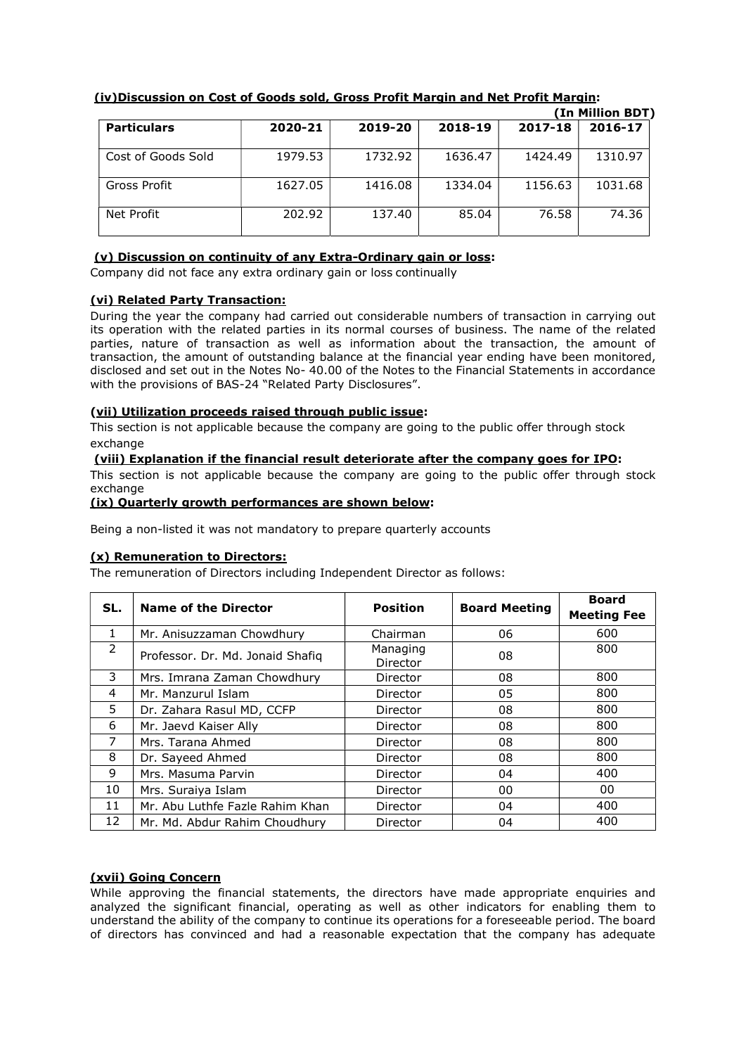**(iv) Discussion on Cost of Goods sold, Gross Profit Margin and Net Profit Margin:**

**(In Million BDT)**

| Particulars | 2020-21 | 2019-20 | 2018-19 | 2017-18 | 2016-17 |
|---|---|---|---|---|---|
| Cost of Goods Sold | 1979.53 | 1732.92 | 1636.47 | 1424.49 | 1310.97 |
| Gross Profit | 1627.05 | 1416.08 | 1334.04 | 1156.63 | 1031.68 |
| Net Profit | 202.92 | 137.40 | 85.04 | 76.58 | 74.36 |

**(v) Discussion on continuity of any Extra-Ordinary gain or loss:**

Company did not face any extra ordinary gain or loss continually

**(vi) Related Party Transaction:**

During the year the company had carried out considerable numbers of transaction in carrying out its operation with the related parties in its normal courses of business. The name of the related parties, nature of transaction as well as information about the transaction, the amount of transaction, the amount of outstanding balance at the financial year ending have been monitored, disclosed and set out in the Notes No- 40.00 of the Notes to the Financial Statements in accordance with the provisions of BAS-24 "Related Party Disclosures".

**(vii) Utilization proceeds raised through public issue:**

This section is not applicable because the company are going to the public offer through stock exchange

**(viii) Explanation if the financial result deteriorate after the company goes for IPO:**

This section is not applicable because the company are going to the public offer through stock exchange

**(ix) Quarterly growth performances are shown below:**

Being a non-listed it was not mandatory to prepare quarterly accounts

**(x) Remuneration to Directors:**

The remuneration of Directors including Independent Director as follows:

| SL. | Name of the Director | Position | Board Meeting | Board Meeting Fee |
|---|---|---|---|---|
| 1 | Mr. Anisuzzaman Chowdhury | Chairman | 06 | 600 |
| 2 | Professor. Dr. Md. Jonaid Shafiq | Managing Director | 08 | 800 |
| 3 | Mrs. Imrana Zaman Chowdhury | Director | 08 | 800 |
| 4 | Mr. Manzurul Islam | Director | 05 | 800 |
| 5 | Dr. Zahara Rasul MD, CCFP | Director | 08 | 800 |
| 6 | Mr. Jaevd Kaiser Ally | Director | 08 | 800 |
| 7 | Mrs. Tarana Ahmed | Director | 08 | 800 |
| 8 | Dr. Sayeed Ahmed | Director | 08 | 800 |
| 9 | Mrs. Masuma Parvin | Director | 04 | 400 |
| 10 | Mrs. Suraiya Islam | Director | 00 | 00 |
| 11 | Mr. Abu Luthfe Fazle Rahim Khan | Director | 04 | 400 |
| 12 | Mr. Md. Abdur Rahim Choudhury | Director | 04 | 400 |

**(xvii) Going Concern**

While approving the financial statements, the directors have made appropriate enquiries and analyzed the significant financial, operating as well as other indicators for enabling them to understand the ability of the company to continue its operations for a foreseeable period. The board of directors has convinced and had a reasonable expectation that the company has adequate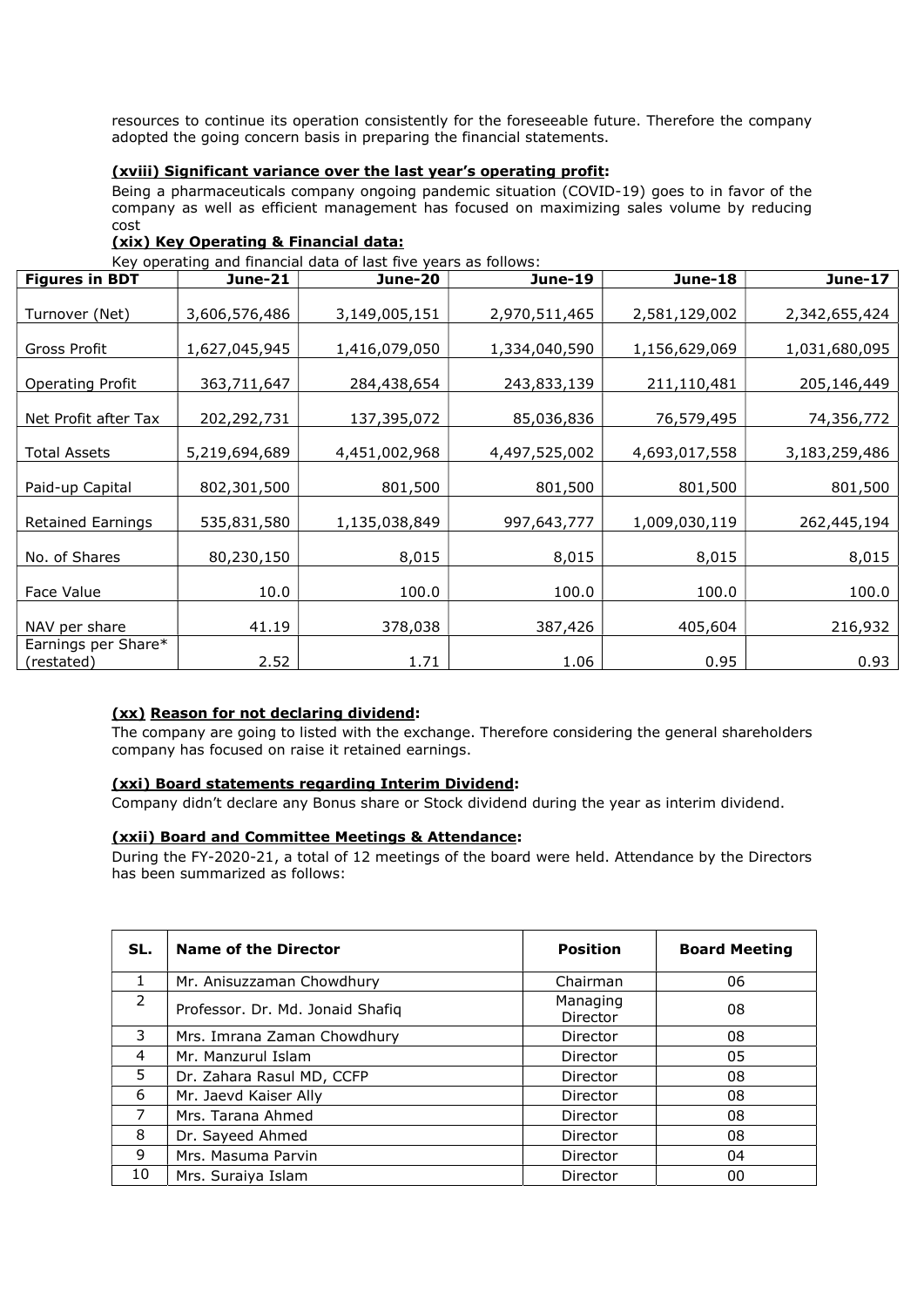resources to continue its operation consistently for the foreseeable future. Therefore the company adopted the going concern basis in preparing the financial statements.

**(xviii) Significant variance over the last year's operating profit:**

Being a pharmaceuticals company ongoing pandemic situation (COVID-19) goes to in favor of the company as well as efficient management has focused on maximizing sales volume by reducing cost

**(xix) Key Operating & Financial data:**

Key operating and financial data of last five years as follows:

| Figures in BDT | June-21 | June-20 | June-19 | June-18 | June-17 |
|---|---|---|---|---|---|
| Turnover (Net) | 3,606,576,486 | 3,149,005,151 | 2,970,511,465 | 2,581,129,002 | 2,342,655,424 |
| Gross Profit | 1,627,045,945 | 1,416,079,050 | 1,334,040,590 | 1,156,629,069 | 1,031,680,095 |
| Operating Profit | 363,711,647 | 284,438,654 | 243,833,139 | 211,110,481 | 205,146,449 |
| Net Profit after Tax | 202,292,731 | 137,395,072 | 85,036,836 | 76,579,495 | 74,356,772 |
| Total Assets | 5,219,694,689 | 4,451,002,968 | 4,497,525,002 | 4,693,017,558 | 3,183,259,486 |
| Paid-up Capital | 802,301,500 | 801,500 | 801,500 | 801,500 | 801,500 |
| Retained Earnings | 535,831,580 | 1,135,038,849 | 997,643,777 | 1,009,030,119 | 262,445,194 |
| No. of Shares | 80,230,150 | 8,015 | 8,015 | 8,015 | 8,015 |
| Face Value | 10.0 | 100.0 | 100.0 | 100.0 | 100.0 |
| NAV per share | 41.19 | 378,038 | 387,426 | 405,604 | 216,932 |
| Earnings per Share* (restated) | 2.52 | 1.71 | 1.06 | 0.95 | 0.93 |

**(xx) Reason for not declaring dividend:**

The company are going to listed with the exchange. Therefore considering the general shareholders company has focused on raise it retained earnings.

**(xxi) Board statements regarding Interim Dividend:**

Company didn't declare any Bonus share or Stock dividend during the year as interim dividend.

**(xxii) Board and Committee Meetings & Attendance:**

During the FY-2020-21, a total of 12 meetings of the board were held. Attendance by the Directors has been summarized as follows:

| SL. | Name of the Director | Position | Board Meeting |
|---|---|---|---|
| 1 | Mr. Anisuzzaman Chowdhury | Chairman | 06 |
| 2 | Professor. Dr. Md. Jonaid Shafiq | Managing Director | 08 |
| 3 | Mrs. Imrana Zaman Chowdhury | Director | 08 |
| 4 | Mr. Manzurul Islam | Director | 05 |
| 5 | Dr. Zahara Rasul MD, CCFP | Director | 08 |
| 6 | Mr. Jaevd Kaiser Ally | Director | 08 |
| 7 | Mrs. Tarana Ahmed | Director | 08 |
| 8 | Dr. Sayeed Ahmed | Director | 08 |
| 9 | Mrs. Masuma Parvin | Director | 04 |
| 10 | Mrs. Suraiya Islam | Director | 00 |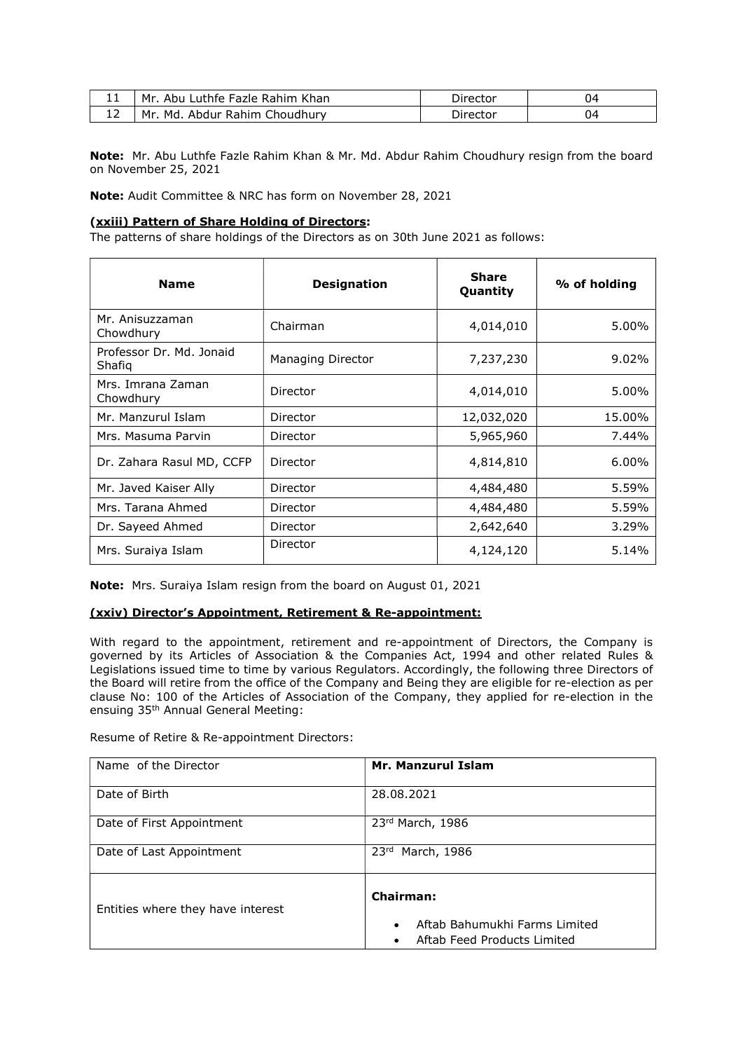| 11 | Mr. Abu Luthfe Fazle Rahim Khan | Director | 04 |
|---|---|---|---|
| 12 | Mr. Md. Abdur Rahim Choudhury | Director | 04 |

**Note:** Mr. Abu Luthfe Fazle Rahim Khan & Mr. Md. Abdur Rahim Choudhury resign from the board on November 25, 2021

**Note:** Audit Committee & NRC has form on November 28, 2021

### (xxiii) Pattern of Share Holding of Directors:

The patterns of share holdings of the Directors as on 30th June 2021 as follows:

| Name | Designation | Share Quantity | % of holding |
|---|---|---|---|
| Mr. Anisuzzaman Chowdhury | Chairman | 4,014,010 | 5.00% |
| Professor Dr. Md. Jonaid Shafiq | Managing Director | 7,237,230 | 9.02% |
| Mrs. Imrana Zaman Chowdhury | Director | 4,014,010 | 5.00% |
| Mr. Manzurul Islam | Director | 12,032,020 | 15.00% |
| Mrs. Masuma Parvin | Director | 5,965,960 | 7.44% |
| Dr. Zahara Rasul MD, CCFP | Director | 4,814,810 | 6.00% |
| Mr. Javed Kaiser Ally | Director | 4,484,480 | 5.59% |
| Mrs. Tarana Ahmed | Director | 4,484,480 | 5.59% |
| Dr. Sayeed Ahmed | Director | 2,642,640 | 3.29% |
| Mrs. Suraiya Islam | Director | 4,124,120 | 5.14% |

**Note:** Mrs. Suraiya Islam resign from the board on August 01, 2021

### (xxiv) Director's Appointment, Retirement & Re-appointment:

With regard to the appointment, retirement and re-appointment of Directors, the Company is governed by its Articles of Association & the Companies Act, 1994 and other related Rules & Legislations issued time to time by various Regulators. Accordingly, the following three Directors of the Board will retire from the office of the Company and Being they are eligible for re-election as per clause No: 100 of the Articles of Association of the Company, they applied for re-election in the ensuing 35th Annual General Meeting:

Resume of Retire & Re-appointment Directors:

| Name of the Director | **Mr. Manzurul Islam** |
|---|---|
| Date of Birth | 28.08.2021 |
| Date of First Appointment | 23rd March, 1986 |
| Date of Last Appointment | 23rd March, 1986 |
| Entities where they have interest | **Chairman:** <br> • Aftab Bahumukhi Farms Limited <br> • Aftab Feed Products Limited |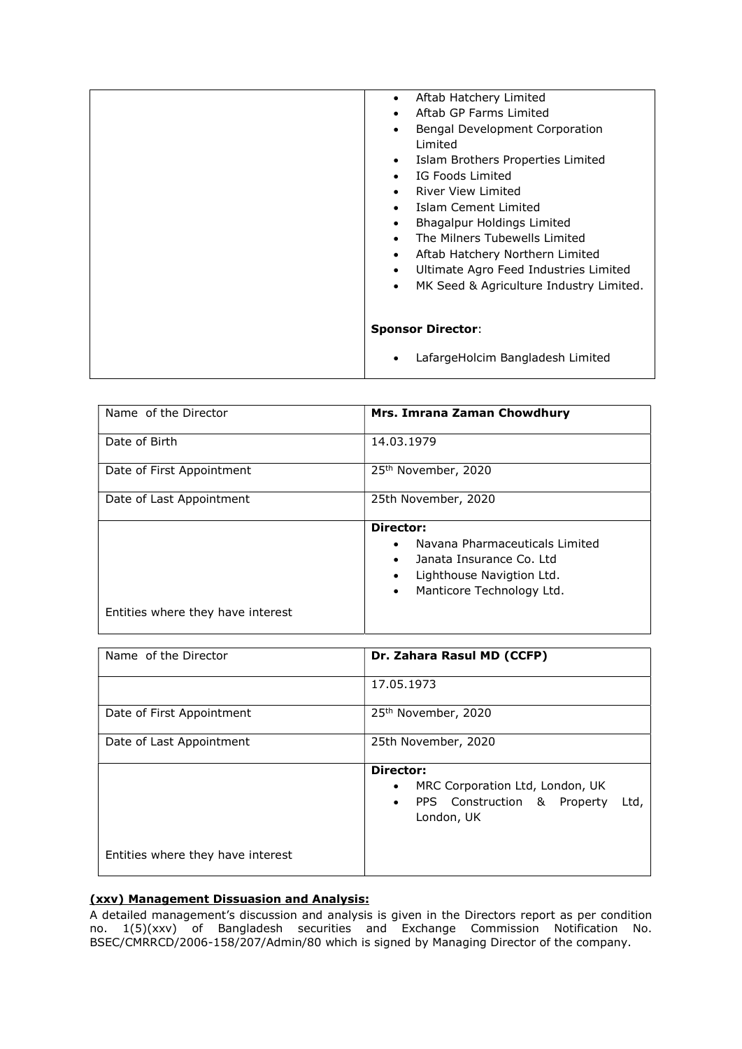| | |
|---|---|
| | • Aftab Hatchery Limited<br>• Aftab GP Farms Limited<br>• Bengal Development Corporation Limited<br>• Islam Brothers Properties Limited<br>• IG Foods Limited<br>• River View Limited<br>• Islam Cement Limited<br>• Bhagalpur Holdings Limited<br>• The Milners Tubewells Limited<br>• Aftab Hatchery Northern Limited<br>• Ultimate Agro Feed Industries Limited<br>• MK Seed & Agriculture Industry Limited.<br><br>**Sponsor Director**:<br><br>• LafargeHolcim Bangladesh Limited |

| Name of the Director | **Mrs. Imrana Zaman Chowdhury** |
|---|---|
| Date of Birth | 14.03.1979 |
| Date of First Appointment | 25th November, 2020 |
| Date of Last Appointment | 25th November, 2020 |
| Entities where they have interest | **Director:**<br>• Navana Pharmaceuticals Limited<br>• Janata Insurance Co. Ltd<br>• Lighthouse Navigtion Ltd.<br>• Manticore Technology Ltd. |

| Name of the Director | **Dr. Zahara Rasul MD (CCFP)** |
|---|---|
| | 17.05.1973 |
| Date of First Appointment | 25th November, 2020 |
| Date of Last Appointment | 25th November, 2020 |
| Entities where they have interest | **Director:**<br>• MRC Corporation Ltd, London, UK<br>• PPS Construction & Property Ltd, London, UK |

**(xxv) Management Dissuasion and Analysis:**

A detailed management's discussion and analysis is given in the Directors report as per condition no. 1(5)(xxv) of Bangladesh securities and Exchange Commission Notification No. BSEC/CMRRCD/2006-158/207/Admin/80 which is signed by Managing Director of the company.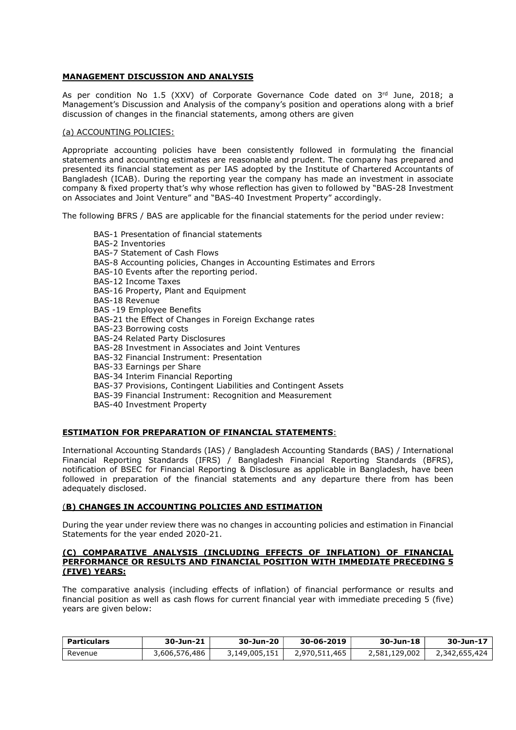## MANAGEMENT DISCUSSION AND ANALYSIS

As per condition No 1.5 (XXV) of Corporate Governance Code dated on 3rd June, 2018; a Management's Discussion and Analysis of the company's position and operations along with a brief discussion of changes in the financial statements, among others are given

(a) ACCOUNTING POLICIES:

Appropriate accounting policies have been consistently followed in formulating the financial statements and accounting estimates are reasonable and prudent. The company has prepared and presented its financial statement as per IAS adopted by the Institute of Chartered Accountants of Bangladesh (ICAB). During the reporting year the company has made an investment in associate company & fixed property that's why whose reflection has given to followed by "BAS-28 Investment on Associates and Joint Venture" and "BAS-40 Investment Property" accordingly.

The following BFRS / BAS are applicable for the financial statements for the period under review:

- BAS-1 Presentation of financial statements
- BAS-2 Inventories
- BAS-7 Statement of Cash Flows
- BAS-8 Accounting policies, Changes in Accounting Estimates and Errors
- BAS-10 Events after the reporting period.
- BAS-12 Income Taxes
- BAS-16 Property, Plant and Equipment
- BAS-18 Revenue
- BAS -19 Employee Benefits
- BAS-21 the Effect of Changes in Foreign Exchange rates
- BAS-23 Borrowing costs
- BAS-24 Related Party Disclosures
- BAS-28 Investment in Associates and Joint Ventures
- BAS-32 Financial Instrument: Presentation
- BAS-33 Earnings per Share
- BAS-34 Interim Financial Reporting
- BAS-37 Provisions, Contingent Liabilities and Contingent Assets
- BAS-39 Financial Instrument: Recognition and Measurement
- BAS-40 Investment Property

## ESTIMATION FOR PREPARATION OF FINANCIAL STATEMENTS:

International Accounting Standards (IAS) / Bangladesh Accounting Standards (BAS) / International Financial Reporting Standards (IFRS) / Bangladesh Financial Reporting Standards (BFRS), notification of BSEC for Financial Reporting & Disclosure as applicable in Bangladesh, have been followed in preparation of the financial statements and any departure there from has been adequately disclosed.

## (B) CHANGES IN ACCOUNTING POLICIES AND ESTIMATION

During the year under review there was no changes in accounting policies and estimation in Financial Statements for the year ended 2020-21.

## (C) COMPARATIVE ANALYSIS (INCLUDING EFFECTS OF INFLATION) OF FINANCIAL PERFORMANCE OR RESULTS AND FINANCIAL POSITION WITH IMMEDIATE PRECEDING 5 (FIVE) YEARS:

The comparative analysis (including effects of inflation) of financial performance or results and financial position as well as cash flows for current financial year with immediate preceding 5 (five) years are given below:

| Particulars | 30-Jun-21 | 30-Jun-20 | 30-06-2019 | 30-Jun-18 | 30-Jun-17 |
|---|---|---|---|---|---|
| Revenue | 3,606,576,486 | 3,149,005,151 | 2,970,511,465 | 2,581,129,002 | 2,342,655,424 |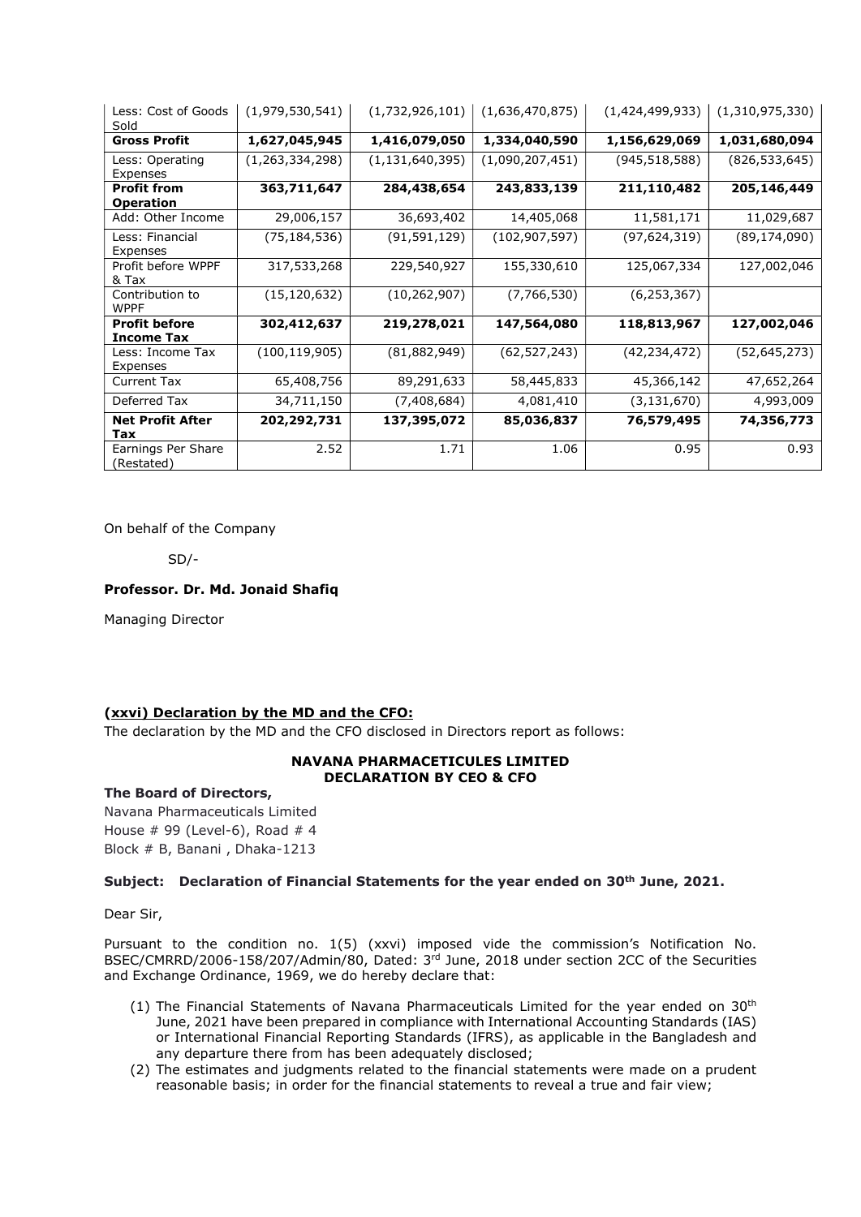| Less: Cost of Goods Sold | (1,979,530,541) | (1,732,926,101) | (1,636,470,875) | (1,424,499,933) | (1,310,975,330) |
|---|---|---|---|---|---|
| **Gross Profit** | **1,627,045,945** | **1,416,079,050** | **1,334,040,590** | **1,156,629,069** | **1,031,680,094** |
| Less: Operating Expenses | (1,263,334,298) | (1,131,640,395) | (1,090,207,451) | (945,518,588) | (826,533,645) |
| **Profit from Operation** | **363,711,647** | **284,438,654** | **243,833,139** | **211,110,482** | **205,146,449** |
| Add: Other Income | 29,006,157 | 36,693,402 | 14,405,068 | 11,581,171 | 11,029,687 |
| Less: Financial Expenses | (75,184,536) | (91,591,129) | (102,907,597) | (97,624,319) | (89,174,090) |
| Profit before WPPF & Tax | 317,533,268 | 229,540,927 | 155,330,610 | 125,067,334 | 127,002,046 |
| Contribution to WPPF | (15,120,632) | (10,262,907) | (7,766,530) | (6,253,367) | |
| **Profit before Income Tax** | **302,412,637** | **219,278,021** | **147,564,080** | **118,813,967** | **127,002,046** |
| Less: Income Tax Expenses | (100,119,905) | (81,882,949) | (62,527,243) | (42,234,472) | (52,645,273) |
| Current Tax | 65,408,756 | 89,291,633 | 58,445,833 | 45,366,142 | 47,652,264 |
| Deferred Tax | 34,711,150 | (7,408,684) | 4,081,410 | (3,131,670) | 4,993,009 |
| **Net Profit After Tax** | **202,292,731** | **137,395,072** | **85,036,837** | **76,579,495** | **74,356,773** |
| Earnings Per Share (Restated) | 2.52 | 1.71 | 1.06 | 0.95 | 0.93 |

On behalf of the Company

SD/-

**Professor. Dr. Md. Jonaid Shafiq**

Managing Director

**(xxvi) Declaration by the MD and the CFO:**

The declaration by the MD and the CFO disclosed in Directors report as follows:

**NAVANA PHARMACETICULES LIMITED**
**DECLARATION BY CEO & CFO**

**The Board of Directors,**

Navana Pharmaceuticals Limited
House # 99 (Level-6), Road # 4
Block # B, Banani , Dhaka-1213

**Subject: Declaration of Financial Statements for the year ended on 30th June, 2021.**

Dear Sir,

Pursuant to the condition no. 1(5) (xxvi) imposed vide the commission's Notification No. BSEC/CMRRD/2006-158/207/Admin/80, Dated: 3rd June, 2018 under section 2CC of the Securities and Exchange Ordinance, 1969, we do hereby declare that:

(1) The Financial Statements of Navana Pharmaceuticals Limited for the year ended on 30th June, 2021 have been prepared in compliance with International Accounting Standards (IAS) or International Financial Reporting Standards (IFRS), as applicable in the Bangladesh and any departure there from has been adequately disclosed;

(2) The estimates and judgments related to the financial statements were made on a prudent reasonable basis; in order for the financial statements to reveal a true and fair view;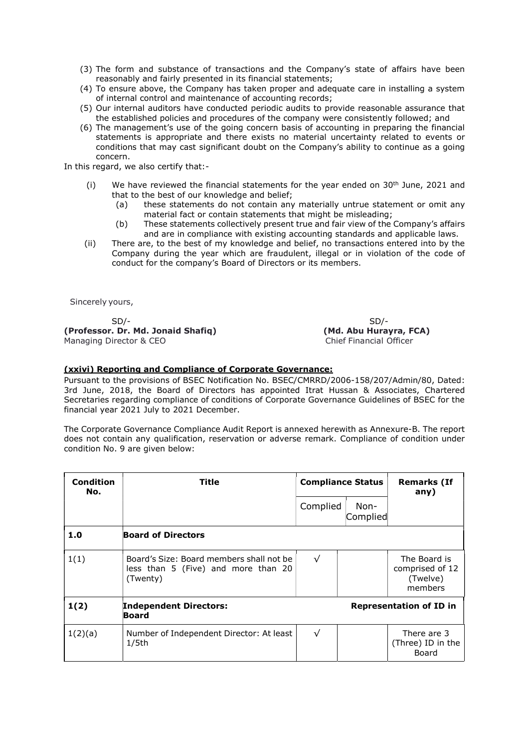(3) The form and substance of transactions and the Company's state of affairs have been reasonably and fairly presented in its financial statements;
(4) To ensure above, the Company has taken proper and adequate care in installing a system of internal control and maintenance of accounting records;
(5) Our internal auditors have conducted periodic audits to provide reasonable assurance that the established policies and procedures of the company were consistently followed; and
(6) The management's use of the going concern basis of accounting in preparing the financial statements is appropriate and there exists no material uncertainty related to events or conditions that may cast significant doubt on the Company's ability to continue as a going concern.

In this regard, we also certify that:-

(i) We have reviewed the financial statements for the year ended on 30th June, 2021 and that to the best of our knowledge and belief;
  (a) these statements do not contain any materially untrue statement or omit any material fact or contain statements that might be misleading;
  (b) These statements collectively present true and fair view of the Company's affairs and are in compliance with existing accounting standards and applicable laws.

(ii) There are, to the best of my knowledge and belief, no transactions entered into by the Company during the year which are fraudulent, illegal or in violation of the code of conduct for the company's Board of Directors or its members.

Sincerely yours,

SD/-
**(Professor. Dr. Md. Jonaid Shafiq)**
Managing Director & CEO

SD/-
**(Md. Abu Hurayra, FCA)**
Chief Financial Officer

**(xxivi) Reporting and Compliance of Corporate Governance:**

Pursuant to the provisions of BSEC Notification No. BSEC/CMRRD/2006-158/207/Admin/80, Dated: 3rd June, 2018, the Board of Directors has appointed Itrat Hussan & Associates, Chartered Secretaries regarding compliance of conditions of Corporate Governance Guidelines of BSEC for the financial year 2021 July to 2021 December.

The Corporate Governance Compliance Audit Report is annexed herewith as Annexure-B. The report does not contain any qualification, reservation or adverse remark. Compliance of condition under condition No. 9 are given below:

| Condition No. | Title | Compliance Status | | Remarks (If any) |
|---|---|---|---|---|
| | | Complied | Non-Complied | |
| **1.0** | **Board of Directors** | | | |
| 1(1) | Board's Size: Board members shall not be less than 5 (Five) and more than 20 (Twenty) | √ | | The Board is comprised of 12 (Twelve) members |
| **1(2)** | **Independent Directors:** | **Representation of ID in Board** | | |
| 1(2)(a) | Number of Independent Director: At least 1/5th | √ | | There are 3 (Three) ID in the Board |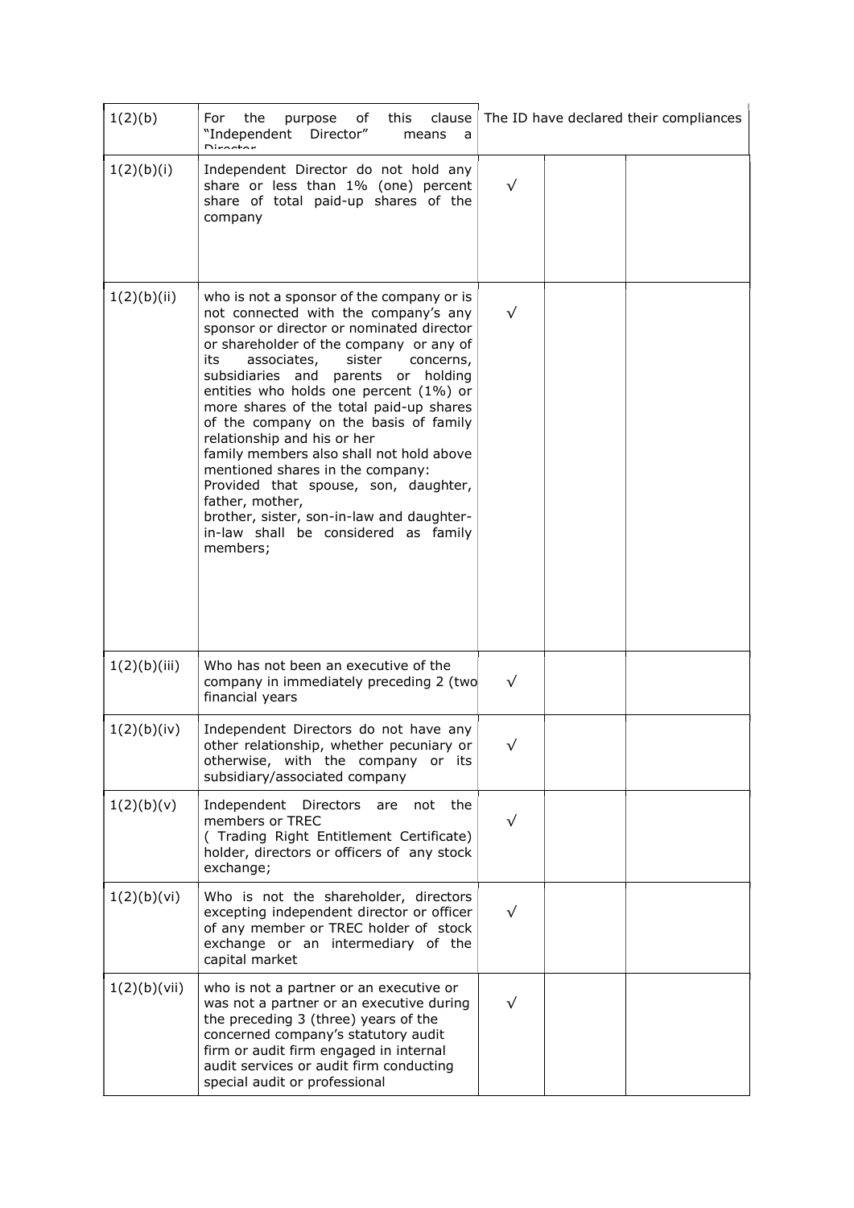| 1(2)(b) | For the purpose of this clause "Independent Director" means a Director | The ID have declared their compliances | | |
|---|---|---|---|---|
| 1(2)(b)(i) | Independent Director do not hold any share or less than 1% (one) percent share of total paid-up shares of the company | √ | | |
| 1(2)(b)(ii) | who is not a sponsor of the company or is not connected with the company's any sponsor or director or nominated director or shareholder of the company or any of its associates, sister concerns, subsidiaries and parents or holding entities who holds one percent (1%) or more shares of the total paid-up shares of the company on the basis of family relationship and his or her family members also shall not hold above mentioned shares in the company: Provided that spouse, son, daughter, father, mother, brother, sister, son-in-law and daughter-in-law shall be considered as family members; | √ | | |
| 1(2)(b)(iii) | Who has not been an executive of the company in immediately preceding 2 (two financial years | √ | | |
| 1(2)(b)(iv) | Independent Directors do not have any other relationship, whether pecuniary or otherwise, with the company or its subsidiary/associated company | √ | | |
| 1(2)(b)(v) | Independent Directors are not the members or TREC ( Trading Right Entitlement Certificate) holder, directors or officers of any stock exchange; | √ | | |
| 1(2)(b)(vi) | Who is not the shareholder, directors excepting independent director or officer of any member or TREC holder of stock exchange or an intermediary of the capital market | √ | | |
| 1(2)(b)(vii) | who is not a partner or an executive or was not a partner or an executive during the preceding 3 (three) years of the concerned company's statutory audit firm or audit firm engaged in internal audit services or audit firm conducting special audit or professional | √ | | |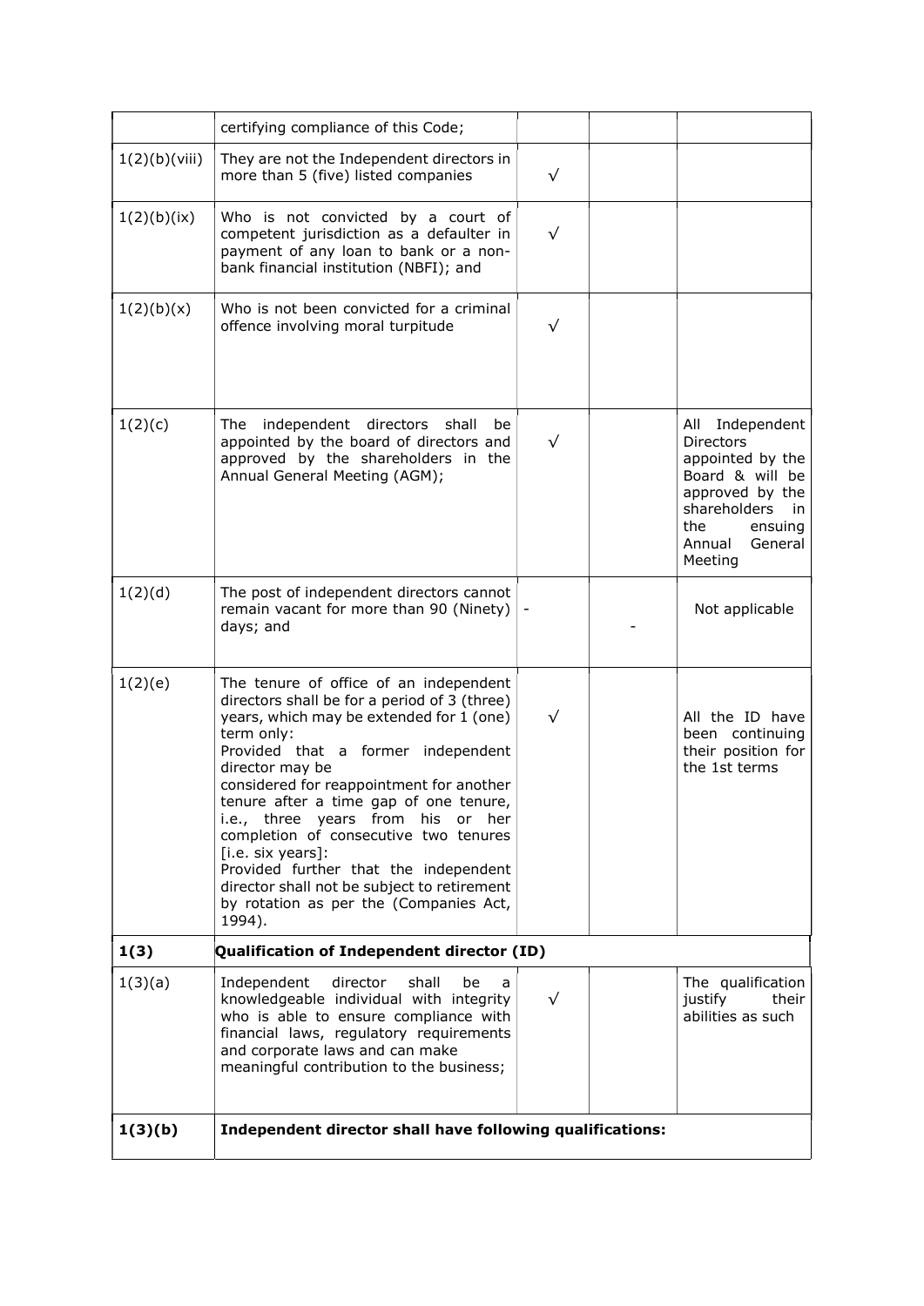| | | | | |
|---|---|---|---|---|
| | certifying compliance of this Code; | | | |
| 1(2)(b)(viii) | They are not the Independent directors in more than 5 (five) listed companies | √ | | |
| 1(2)(b)(ix) | Who is not convicted by a court of competent jurisdiction as a defaulter in payment of any loan to bank or a non-bank financial institution (NBFI); and | √ | | |
| 1(2)(b)(x) | Who is not been convicted for a criminal offence involving moral turpitude | √ | | |
| 1(2)(c) | The independent directors shall be appointed by the board of directors and approved by the shareholders in the Annual General Meeting (AGM); | √ | | All Independent Directors appointed by the Board & will be approved by the shareholders in the ensuing Annual General Meeting |
| 1(2)(d) | The post of independent directors cannot remain vacant for more than 90 (Ninety) days; and | - | - | Not applicable |
| 1(2)(e) | The tenure of office of an independent directors shall be for a period of 3 (three) years, which may be extended for 1 (one) term only:<br>Provided that a former independent director may be considered for reappointment for another tenure after a time gap of one tenure, i.e., three years from his or her completion of consecutive two tenures [i.e. six years]:<br>Provided further that the independent director shall not be subject to retirement by rotation as per the (Companies Act, 1994). | √ | | All the ID have been continuing their position for the 1st terms |
| **1(3)** | **Qualification of Independent director (ID)** | | | |
| 1(3)(a) | Independent director shall be a knowledgeable individual with integrity who is able to ensure compliance with financial laws, regulatory requirements and corporate laws and can make meaningful contribution to the business; | √ | | The qualification justify their abilities as such |
| **1(3)(b)** | **Independent director shall have following qualifications:** | | | |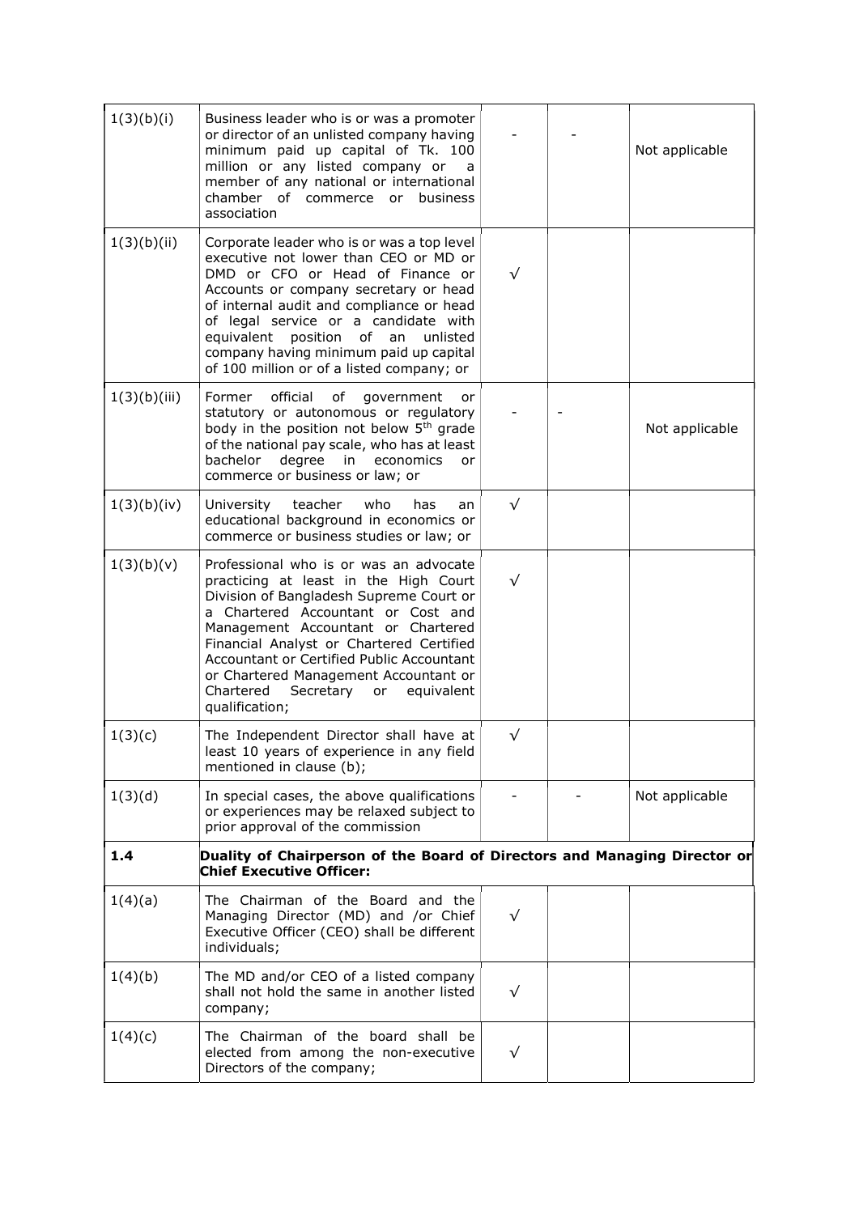| | | | | |
|---|---|---|---|---|
| 1(3)(b)(i) | Business leader who is or was a promoter or director of an unlisted company having minimum paid up capital of Tk. 100 million or any listed company or a member of any national or international chamber of commerce or business association | - | - | Not applicable |
| 1(3)(b)(ii) | Corporate leader who is or was a top level executive not lower than CEO or MD or DMD or CFO or Head of Finance or Accounts or company secretary or head of internal audit and compliance or head of legal service or a candidate with equivalent position of an unlisted company having minimum paid up capital of 100 million or of a listed company; or | √ | | |
| 1(3)(b)(iii) | Former official of government or statutory or autonomous or regulatory body in the position not below 5th grade of the national pay scale, who has at least bachelor degree in economics or commerce or business or law; or | - | - | Not applicable |
| 1(3)(b)(iv) | University teacher who has an educational background in economics or commerce or business studies or law; or | √ | | |
| 1(3)(b)(v) | Professional who is or was an advocate practicing at least in the High Court Division of Bangladesh Supreme Court or a Chartered Accountant or Cost and Management Accountant or Chartered Financial Analyst or Chartered Certified Accountant or Certified Public Accountant or Chartered Management Accountant or Chartered Secretary or equivalent qualification; | √ | | |
| 1(3)(c) | The Independent Director shall have at least 10 years of experience in any field mentioned in clause (b); | √ | | |
| 1(3)(d) | In special cases, the above qualifications or experiences may be relaxed subject to prior approval of the commission | - | - | Not applicable |
| **1.4** | **Duality of Chairperson of the Board of Directors and Managing Director or Chief Executive Officer:** | | | |
| 1(4)(a) | The Chairman of the Board and the Managing Director (MD) and /or Chief Executive Officer (CEO) shall be different individuals; | √ | | |
| 1(4)(b) | The MD and/or CEO of a listed company shall not hold the same in another listed company; | √ | | |
| 1(4)(c) | The Chairman of the board shall be elected from among the non-executive Directors of the company; | √ | | |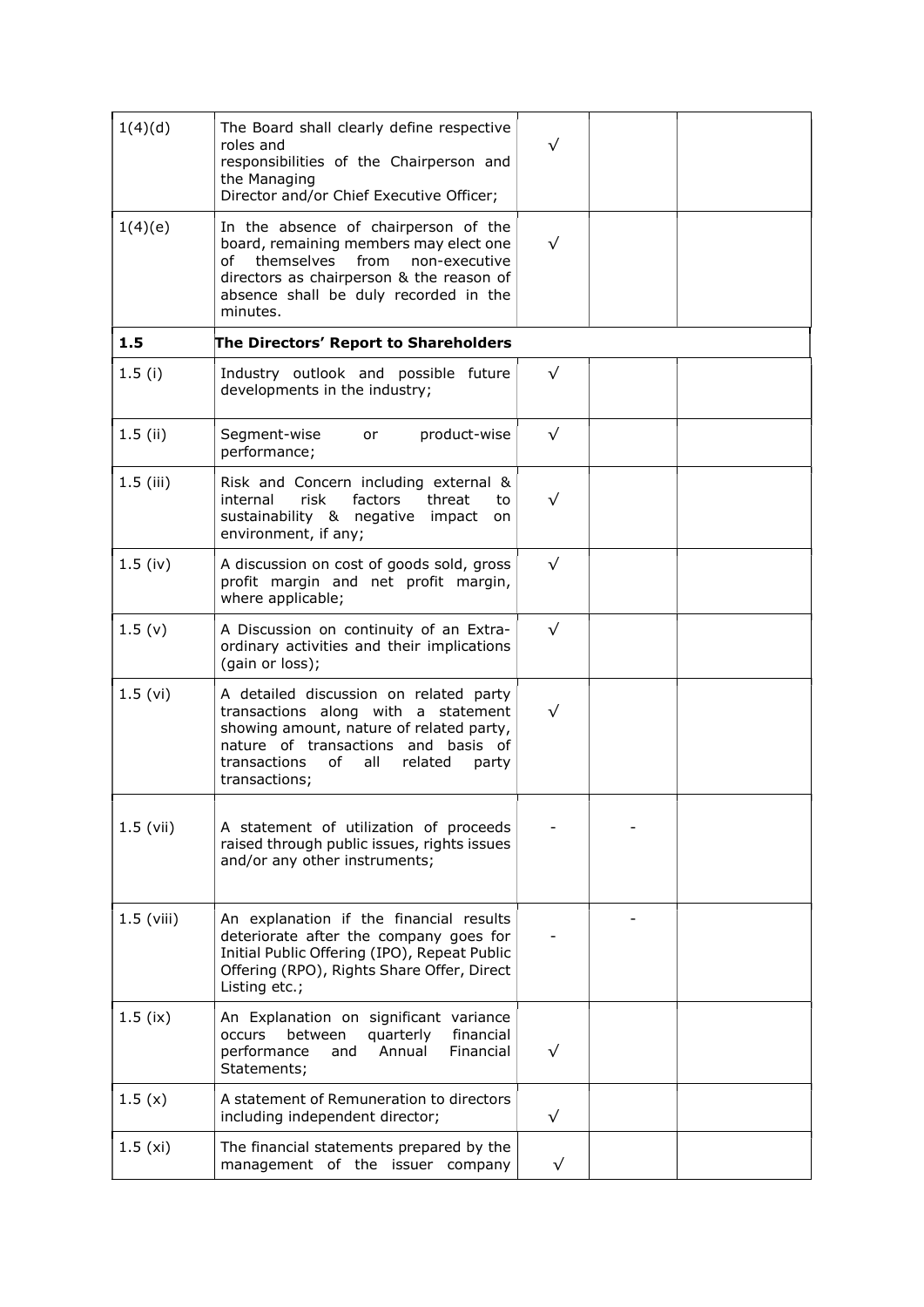| 1(4)(d) | The Board shall clearly define respective roles and responsibilities of the Chairperson and the Managing Director and/or Chief Executive Officer; | √ | | |
|---|---|---|---|---|
| 1(4)(e) | In the absence of chairperson of the board, remaining members may elect one of themselves from non-executive directors as chairperson & the reason of absence shall be duly recorded in the minutes. | √ | | |
| **1.5** | **The Directors' Report to Shareholders** | | | |
| 1.5 (i) | Industry outlook and possible future developments in the industry; | √ | | |
| 1.5 (ii) | Segment-wise or product-wise performance; | √ | | |
| 1.5 (iii) | Risk and Concern including external & internal risk factors threat to sustainability & negative impact on environment, if any; | √ | | |
| 1.5 (iv) | A discussion on cost of goods sold, gross profit margin and net profit margin, where applicable; | √ | | |
| 1.5 (v) | A Discussion on continuity of an Extra-ordinary activities and their implications (gain or loss); | √ | | |
| 1.5 (vi) | A detailed discussion on related party transactions along with a statement showing amount, nature of related party, nature of transactions and basis of transactions of all related party transactions; | √ | | |
| 1.5 (vii) | A statement of utilization of proceeds raised through public issues, rights issues and/or any other instruments; | - | - | |
| 1.5 (viii) | An explanation if the financial results deteriorate after the company goes for Initial Public Offering (IPO), Repeat Public Offering (RPO), Rights Share Offer, Direct Listing etc.; | - | - | |
| 1.5 (ix) | An Explanation on significant variance occurs between quarterly financial performance and Annual Financial Statements; | √ | | |
| 1.5 (x) | A statement of Remuneration to directors including independent director; | √ | | |
| 1.5 (xi) | The financial statements prepared by the management of the issuer company | √ | | |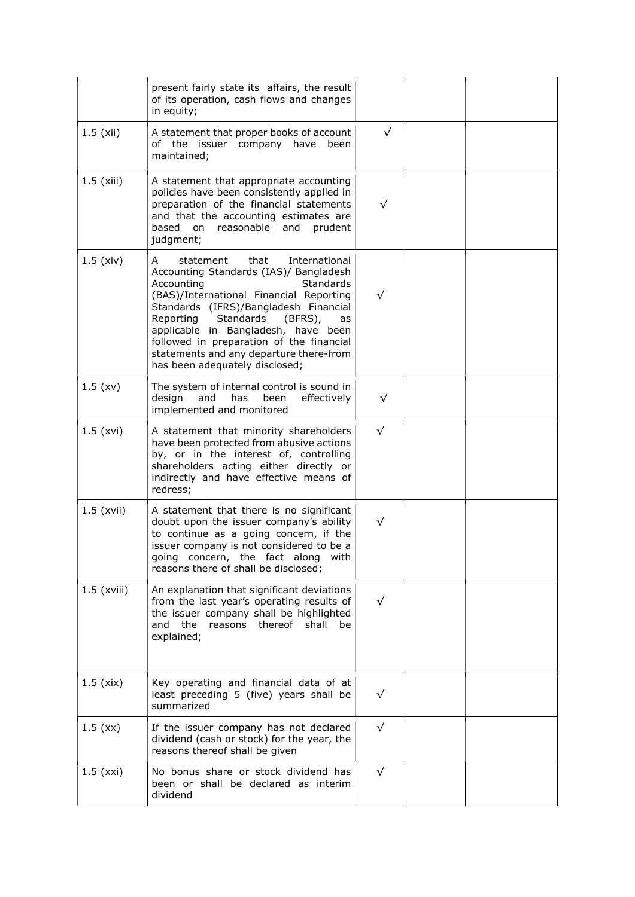| | | | | |
|---|---|---|---|---|
| | present fairly state its affairs, the result of its operation, cash flows and changes in equity; | | | |
| 1.5 (xii) | A statement that proper books of account of the issuer company have been maintained; | √ | | |
| 1.5 (xiii) | A statement that appropriate accounting policies have been consistently applied in preparation of the financial statements and that the accounting estimates are based on reasonable and prudent judgment; | √ | | |
| 1.5 (xiv) | A statement that International Accounting Standards (IAS)/ Bangladesh Accounting Standards (BAS)/International Financial Reporting Standards (IFRS)/Bangladesh Financial Reporting Standards (BFRS), as applicable in Bangladesh, have been followed in preparation of the financial statements and any departure there-from has been adequately disclosed; | √ | | |
| 1.5 (xv) | The system of internal control is sound in design and has been effectively implemented and monitored | √ | | |
| 1.5 (xvi) | A statement that minority shareholders have been protected from abusive actions by, or in the interest of, controlling shareholders acting either directly or indirectly and have effective means of redress; | √ | | |
| 1.5 (xvii) | A statement that there is no significant doubt upon the issuer company's ability to continue as a going concern, if the issuer company is not considered to be a going concern, the fact along with reasons there of shall be disclosed; | √ | | |
| 1.5 (xviii) | An explanation that significant deviations from the last year's operating results of the issuer company shall be highlighted and the reasons thereof shall be explained; | √ | | |
| 1.5 (xix) | Key operating and financial data of at least preceding 5 (five) years shall be summarized | √ | | |
| 1.5 (xx) | If the issuer company has not declared dividend (cash or stock) for the year, the reasons thereof shall be given | √ | | |
| 1.5 (xxi) | No bonus share or stock dividend has been or shall be declared as interim dividend | √ | | |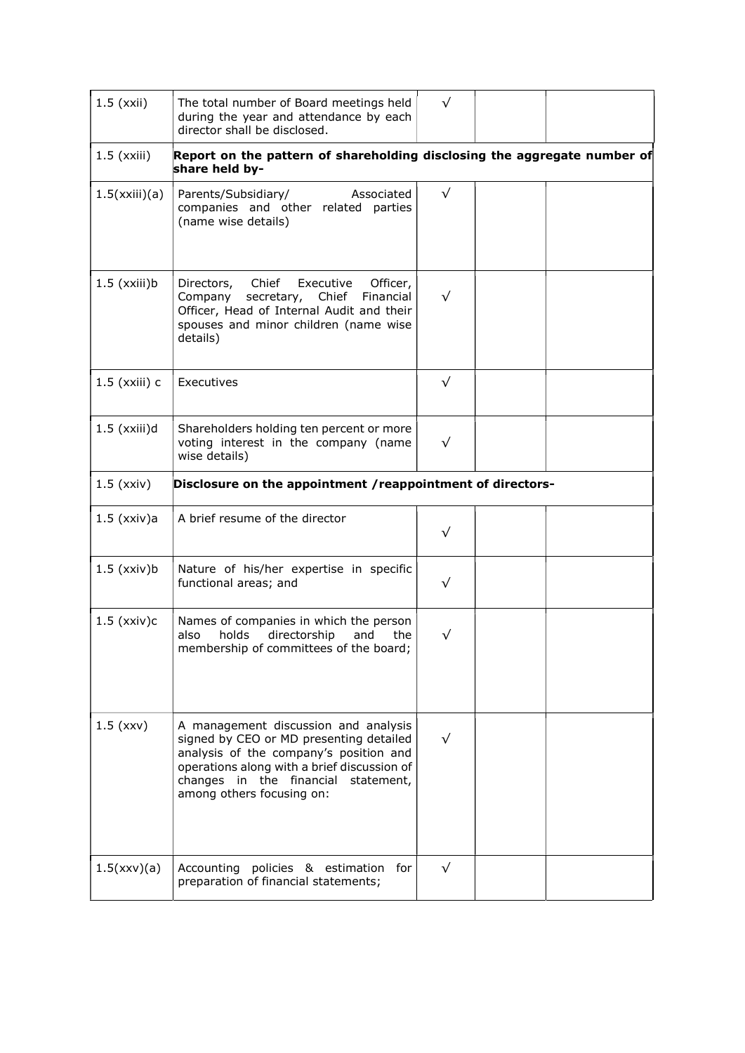| | | | | |
|---|---|---|---|---|
| 1.5 (xxii) | The total number of Board meetings held during the year and attendance by each director shall be disclosed. | √ | | |
| 1.5 (xxiii) | **Report on the pattern of shareholding disclosing the aggregate number of share held by-** | | | |
| 1.5(xxiii)(a) | Parents/Subsidiary/ Associated companies and other related parties (name wise details) | √ | | |
| 1.5 (xxiii)b | Directors, Chief Executive Officer, Company secretary, Chief Financial Officer, Head of Internal Audit and their spouses and minor children (name wise details) | √ | | |
| 1.5 (xxiii) c | Executives | √ | | |
| 1.5 (xxiii)d | Shareholders holding ten percent or more voting interest in the company (name wise details) | √ | | |
| 1.5 (xxiv) | **Disclosure on the appointment /reappointment of directors-** | | | |
| 1.5 (xxiv)a | A brief resume of the director | √ | | |
| 1.5 (xxiv)b | Nature of his/her expertise in specific functional areas; and | √ | | |
| 1.5 (xxiv)c | Names of companies in which the person also holds directorship and the membership of committees of the board; | √ | | |
| 1.5 (xxv) | A management discussion and analysis signed by CEO or MD presenting detailed analysis of the company's position and operations along with a brief discussion of changes in the financial statement, among others focusing on: | √ | | |
| 1.5(xxv)(a) | Accounting policies & estimation for preparation of financial statements; | √ | | |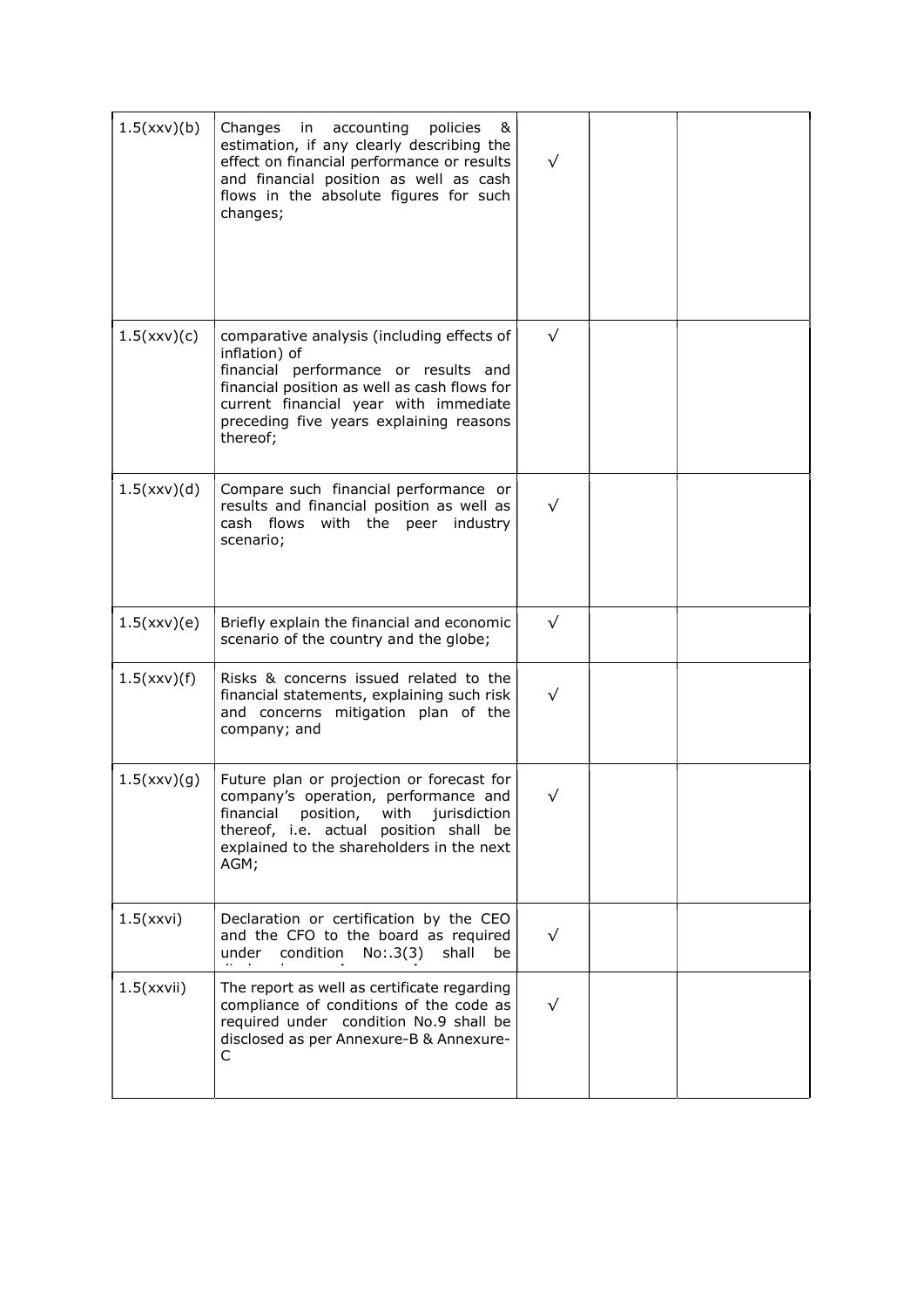| 1.5(xxv)(b) | Changes in accounting policies & estimation, if any clearly describing the effect on financial performance or results and financial position as well as cash flows in the absolute figures for such changes; | √ | | |
|---|---|---|---|---|
| 1.5(xxv)(c) | comparative analysis (including effects of inflation) of financial performance or results and financial position as well as cash flows for current financial year with immediate preceding five years explaining reasons thereof; | √ | | |
| 1.5(xxv)(d) | Compare such financial performance or results and financial position as well as cash flows with the peer industry scenario; | √ | | |
| 1.5(xxv)(e) | Briefly explain the financial and economic scenario of the country and the globe; | √ | | |
| 1.5(xxv)(f) | Risks & concerns issued related to the financial statements, explaining such risk and concerns mitigation plan of the company; and | √ | | |
| 1.5(xxv)(g) | Future plan or projection or forecast for company's operation, performance and financial position, with jurisdiction thereof, i.e. actual position shall be explained to the shareholders in the next AGM; | √ | | |
| 1.5(xxvi) | Declaration or certification by the CEO and the CFO to the board as required under condition No:.3(3) shall be disclosed | √ | | |
| 1.5(xxvii) | The report as well as certificate regarding compliance of conditions of the code as required under condition No.9 shall be disclosed as per Annexure-B & Annexure-C | √ | | |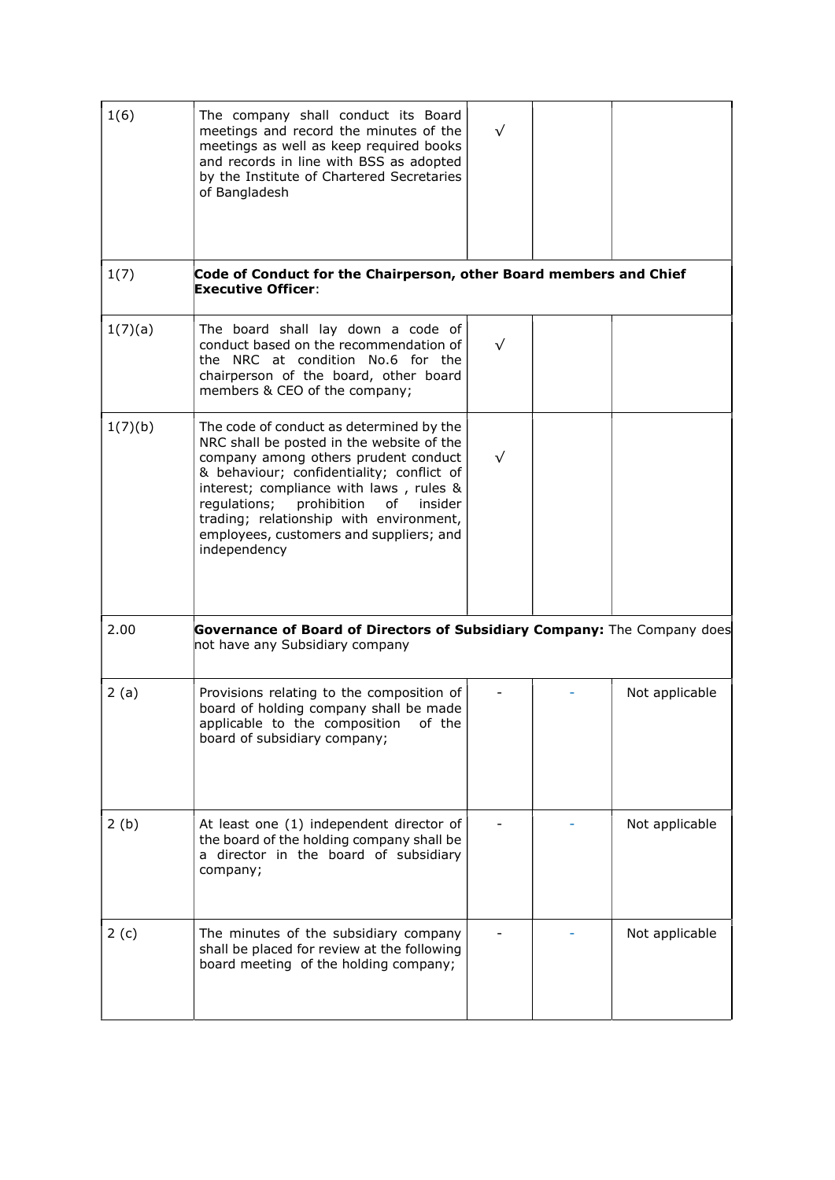| | | | | |
|---|---|---|---|---|
| 1(6) | The company shall conduct its Board meetings and record the minutes of the meetings as well as keep required books and records in line with BSS as adopted by the Institute of Chartered Secretaries of Bangladesh | √ | | |
| 1(7) | **Code of Conduct for the Chairperson, other Board members and Chief Executive Officer**: | | | |
| 1(7)(a) | The board shall lay down a code of conduct based on the recommendation of the NRC at condition No.6 for the chairperson of the board, other board members & CEO of the company; | √ | | |
| 1(7)(b) | The code of conduct as determined by the NRC shall be posted in the website of the company among others prudent conduct & behaviour; confidentiality; conflict of interest; compliance with laws , rules & regulations; prohibition of insider trading; relationship with environment, employees, customers and suppliers; and independency | √ | | |
| 2.00 | **Governance of Board of Directors of Subsidiary Company:** The Company does not have any Subsidiary company | | | |
| 2 (a) | Provisions relating to the composition of board of holding company shall be made applicable to the composition of the board of subsidiary company; | - | - | Not applicable |
| 2 (b) | At least one (1) independent director of the board of the holding company shall be a director in the board of subsidiary company; | - | - | Not applicable |
| 2 (c) | The minutes of the subsidiary company shall be placed for review at the following board meeting of the holding company; | - | - | Not applicable |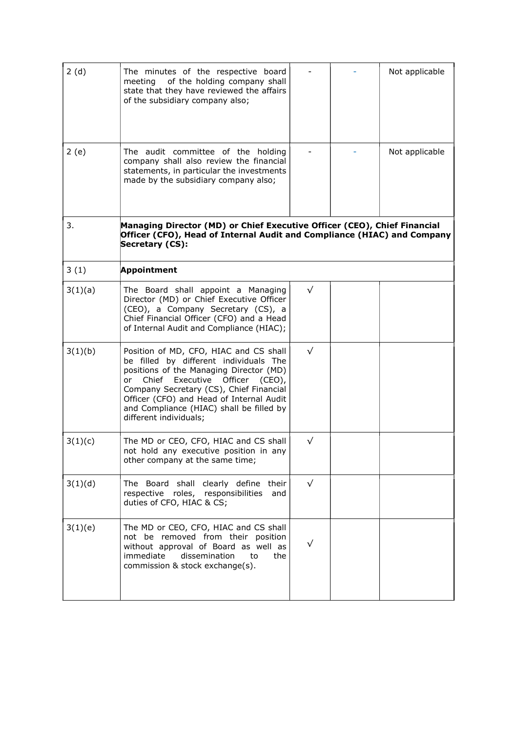| 2 (d) | The minutes of the respective board meeting of the holding company shall state that they have reviewed the affairs of the subsidiary company also; | - | - | Not applicable |
|---|---|---|---|---|
| 2 (e) | The audit committee of the holding company shall also review the financial statements, in particular the investments made by the subsidiary company also; | - | - | Not applicable |
| 3. | **Managing Director (MD) or Chief Executive Officer (CEO), Chief Financial Officer (CFO), Head of Internal Audit and Compliance (HIAC) and Company Secretary (CS):** | | | |
| 3 (1) | **Appointment** | | | |
| 3(1)(a) | The Board shall appoint a Managing Director (MD) or Chief Executive Officer (CEO), a Company Secretary (CS), a Chief Financial Officer (CFO) and a Head of Internal Audit and Compliance (HIAC); | √ | | |
| 3(1)(b) | Position of MD, CFO, HIAC and CS shall be filled by different individuals The positions of the Managing Director (MD) or Chief Executive Officer (CEO), Company Secretary (CS), Chief Financial Officer (CFO) and Head of Internal Audit and Compliance (HIAC) shall be filled by different individuals; | √ | | |
| 3(1)(c) | The MD or CEO, CFO, HIAC and CS shall not hold any executive position in any other company at the same time; | √ | | |
| 3(1)(d) | The Board shall clearly define their respective roles, responsibilities and duties of CFO, HIAC & CS; | √ | | |
| 3(1)(e) | The MD or CEO, CFO, HIAC and CS shall not be removed from their position without approval of Board as well as immediate dissemination to the commission & stock exchange(s). | √ | | |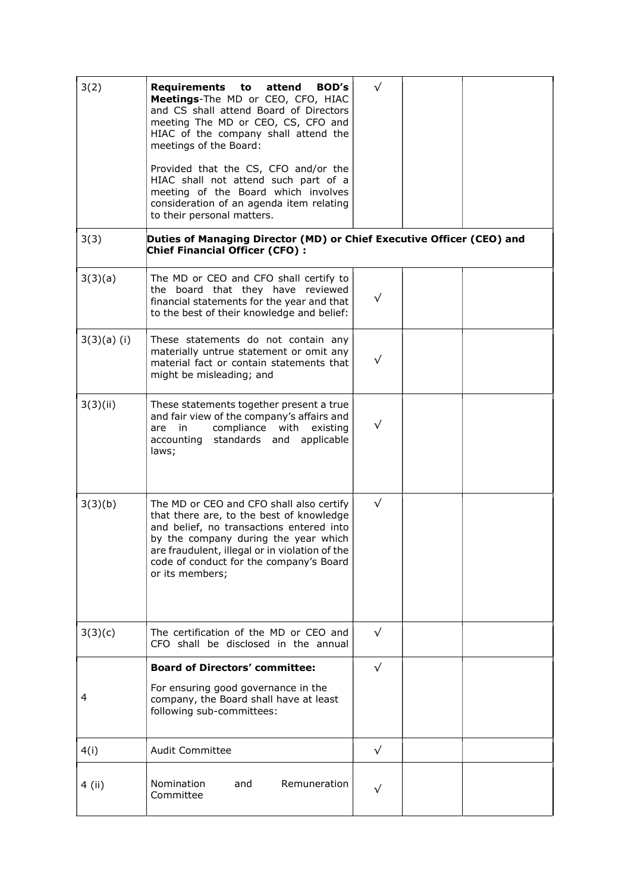| 3(2) | **Requirements to attend BOD's Meetings**-The MD or CEO, CFO, HIAC and CS shall attend Board of Directors meeting The MD or CEO, CS, CFO and HIAC of the company shall attend the meetings of the Board:<br><br>Provided that the CS, CFO and/or the HIAC shall not attend such part of a meeting of the Board which involves consideration of an agenda item relating to their personal matters. | √ | | |
|---|---|---|---|---|
| 3(3) | **Duties of Managing Director (MD) or Chief Executive Officer (CEO) and Chief Financial Officer (CFO) :** | | | |
| 3(3)(a) | The MD or CEO and CFO shall certify to the board that they have reviewed financial statements for the year and that to the best of their knowledge and belief: | √ | | |
| 3(3)(a) (i) | These statements do not contain any materially untrue statement or omit any material fact or contain statements that might be misleading; and | √ | | |
| 3(3)(ii) | These statements together present a true and fair view of the company's affairs and are in compliance with existing accounting standards and applicable laws; | √ | | |
| 3(3)(b) | The MD or CEO and CFO shall also certify that there are, to the best of knowledge and belief, no transactions entered into by the company during the year which are fraudulent, illegal or in violation of the code of conduct for the company's Board or its members; | √ | | |
| 3(3)(c) | The certification of the MD or CEO and CFO shall be disclosed in the annual | √ | | |
| 4 | **Board of Directors' committee:**<br><br>For ensuring good governance in the company, the Board shall have at least following sub-committees: | √ | | |
| 4(i) | Audit Committee | √ | | |
| 4 (ii) | Nomination and Remuneration Committee | √ | | |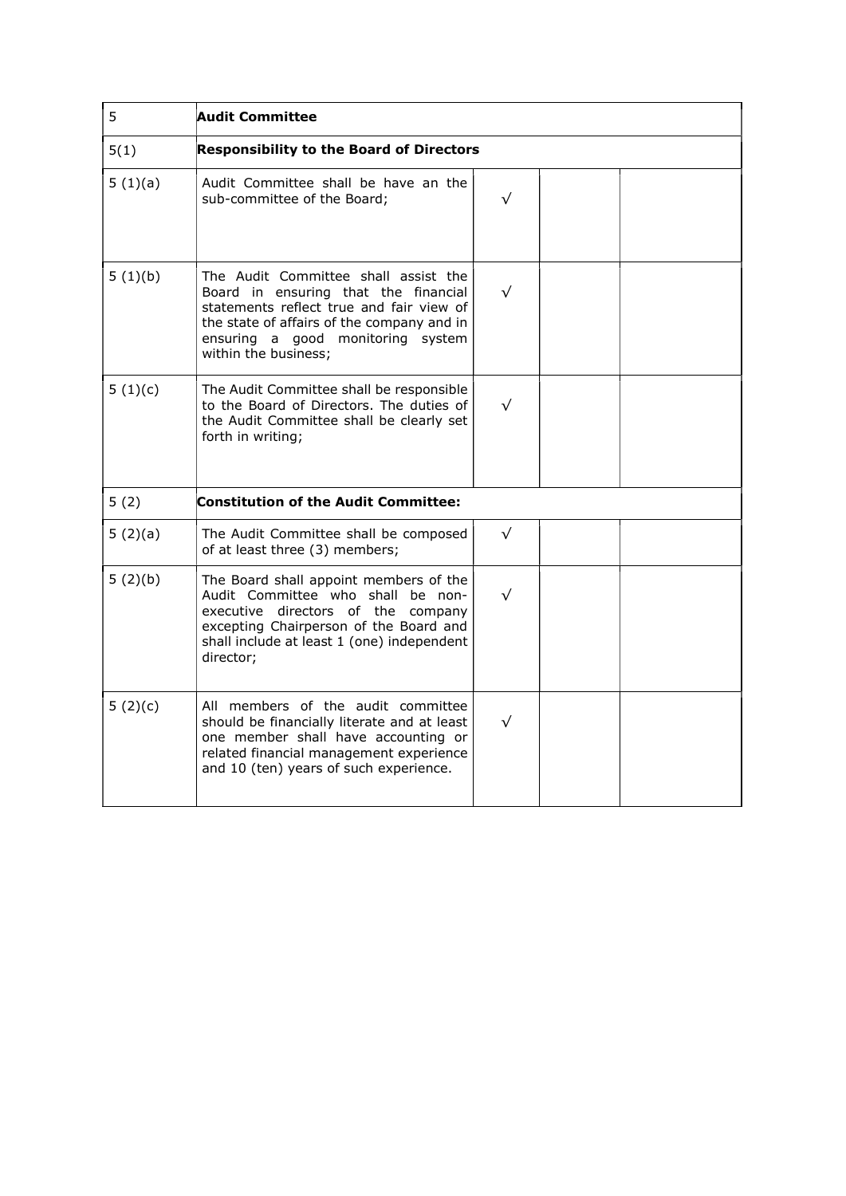| 5 | **Audit Committee** | | | |
|---|---|---|---|---|
| 5(1) | **Responsibility to the Board of Directors** | | | |
| 5 (1)(a) | Audit Committee shall be have an the sub-committee of the Board; | √ | | |
| 5 (1)(b) | The Audit Committee shall assist the Board in ensuring that the financial statements reflect true and fair view of the state of affairs of the company and in ensuring a good monitoring system within the business; | √ | | |
| 5 (1)(c) | The Audit Committee shall be responsible to the Board of Directors. The duties of the Audit Committee shall be clearly set forth in writing; | √ | | |
| 5 (2) | **Constitution of the Audit Committee:** | | | |
| 5 (2)(a) | The Audit Committee shall be composed of at least three (3) members; | √ | | |
| 5 (2)(b) | The Board shall appoint members of the Audit Committee who shall be non-executive directors of the company excepting Chairperson of the Board and shall include at least 1 (one) independent director; | √ | | |
| 5 (2)(c) | All members of the audit committee should be financially literate and at least one member shall have accounting or related financial management experience and 10 (ten) years of such experience. | √ | | |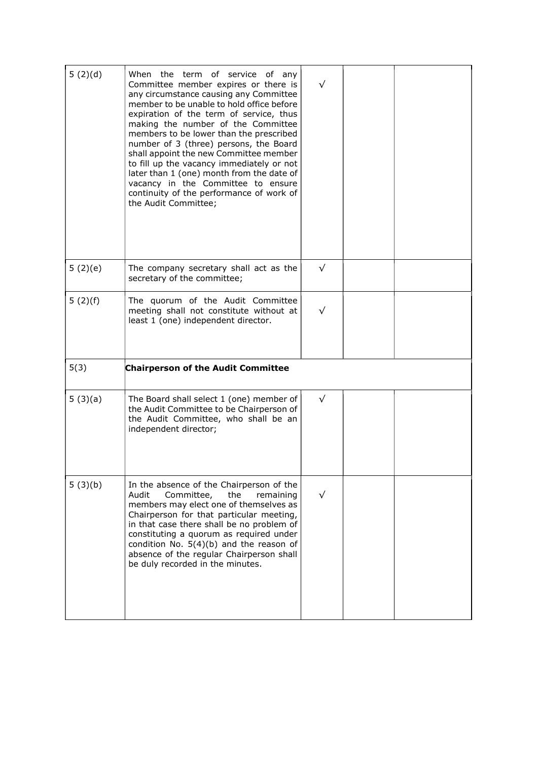| | | | | |
|---|---|---|---|---|
| 5 (2)(d) | When the term of service of any Committee member expires or there is any circumstance causing any Committee member to be unable to hold office before expiration of the term of service, thus making the number of the Committee members to be lower than the prescribed number of 3 (three) persons, the Board shall appoint the new Committee member to fill up the vacancy immediately or not later than 1 (one) month from the date of vacancy in the Committee to ensure continuity of the performance of work of the Audit Committee; | √ | | |
| 5 (2)(e) | The company secretary shall act as the secretary of the committee; | √ | | |
| 5 (2)(f) | The quorum of the Audit Committee meeting shall not constitute without at least 1 (one) independent director. | √ | | |
| 5(3) | **Chairperson of the Audit Committee** | | | |
| 5 (3)(a) | The Board shall select 1 (one) member of the Audit Committee to be Chairperson of the Audit Committee, who shall be an independent director; | √ | | |
| 5 (3)(b) | In the absence of the Chairperson of the Audit Committee, the remaining members may elect one of themselves as Chairperson for that particular meeting, in that case there shall be no problem of constituting a quorum as required under condition No. 5(4)(b) and the reason of absence of the regular Chairperson shall be duly recorded in the minutes. | √ | | |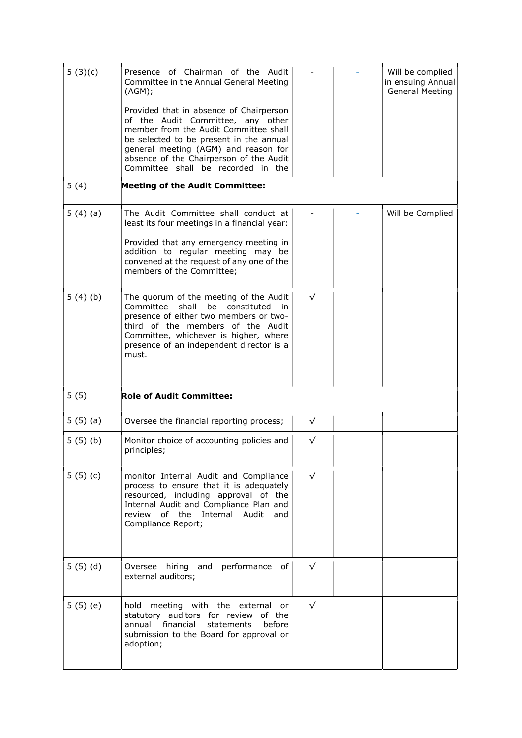| | | | | |
|---|---|---|---|---|
| 5 (3)(c) | Presence of Chairman of the Audit Committee in the Annual General Meeting (AGM);<br><br>Provided that in absence of Chairperson of the Audit Committee, any other member from the Audit Committee shall be selected to be present in the annual general meeting (AGM) and reason for absence of the Chairperson of the Audit Committee shall be recorded in the | - | - | Will be complied in ensuing Annual General Meeting |
| 5 (4) | **Meeting of the Audit Committee:** | | | |
| 5 (4) (a) | The Audit Committee shall conduct at least its four meetings in a financial year:<br><br>Provided that any emergency meeting in addition to regular meeting may be convened at the request of any one of the members of the Committee; | - | - | Will be Complied |
| 5 (4) (b) | The quorum of the meeting of the Audit Committee shall be constituted in presence of either two members or two-third of the members of the Audit Committee, whichever is higher, where presence of an independent director is a must. | √ | | |
| 5 (5) | **Role of Audit Committee:** | | | |
| 5 (5) (a) | Oversee the financial reporting process; | √ | | |
| 5 (5) (b) | Monitor choice of accounting policies and principles; | √ | | |
| 5 (5) (c) | monitor Internal Audit and Compliance process to ensure that it is adequately resourced, including approval of the Internal Audit and Compliance Plan and review of the Internal Audit and Compliance Report; | √ | | |
| 5 (5) (d) | Oversee hiring and performance of external auditors; | √ | | |
| 5 (5) (e) | hold meeting with the external or statutory auditors for review of the annual financial statements before submission to the Board for approval or adoption; | √ | | |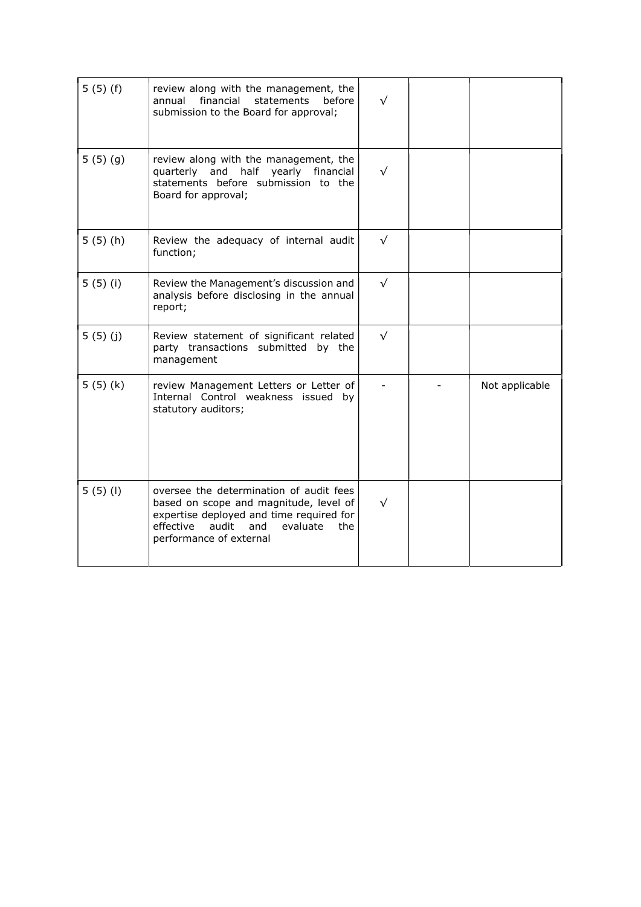| 5 (5) (f) | review along with the management, the annual financial statements before submission to the Board for approval; | √ | | |
|---|---|---|---|---|
| 5 (5) (g) | review along with the management, the quarterly and half yearly financial statements before submission to the Board for approval; | √ | | |
| 5 (5) (h) | Review the adequacy of internal audit function; | √ | | |
| 5 (5) (i) | Review the Management's discussion and analysis before disclosing in the annual report; | √ | | |
| 5 (5) (j) | Review statement of significant related party transactions submitted by the management | √ | | |
| 5 (5) (k) | review Management Letters or Letter of Internal Control weakness issued by statutory auditors; | - | - | Not applicable |
| 5 (5) (l) | oversee the determination of audit fees based on scope and magnitude, level of expertise deployed and time required for effective audit and evaluate the performance of external | √ | | |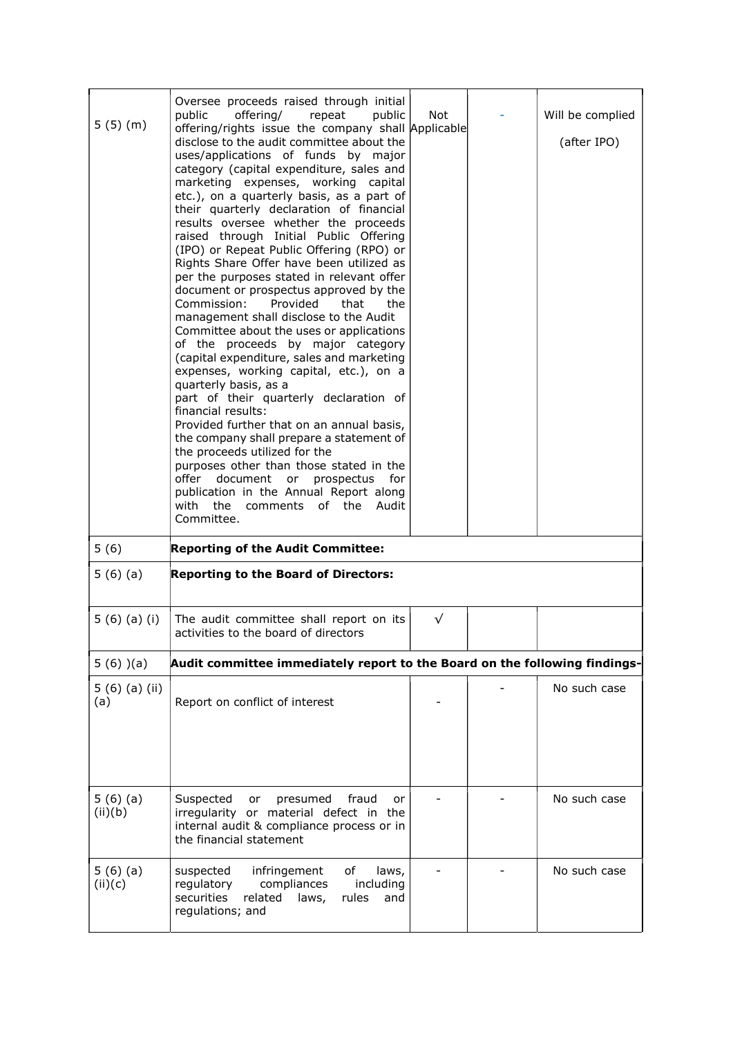| 5 (5) (m) | Oversee proceeds raised through initial public offering/ repeat public offering/rights issue the company shall disclose to the audit committee about the uses/applications of funds by major category (capital expenditure, sales and marketing expenses, working capital etc.), on a quarterly basis, as a part of their quarterly declaration of financial results oversee whether the proceeds raised through Initial Public Offering (IPO) or Repeat Public Offering (RPO) or Rights Share Offer have been utilized as per the purposes stated in relevant offer document or prospectus approved by the Commission: Provided that the management shall disclose to the Audit Committee about the uses or applications of the proceeds by major category (capital expenditure, sales and marketing expenses, working capital, etc.), on a quarterly basis, as a part of their quarterly declaration of financial results: Provided further that on an annual basis, the company shall prepare a statement of the proceeds utilized for the purposes other than those stated in the offer document or prospectus for publication in the Annual Report along with the comments of the Audit Committee. | Not Applicable | - | Will be complied (after IPO) |
|---|---|---|---|---|
| 5 (6) | **Reporting of the Audit Committee:** | | | |
| 5 (6) (a) | **Reporting to the Board of Directors:** | | | |
| 5 (6) (a) (i) | The audit committee shall report on its activities to the board of directors | √ | | |
| 5 (6) )(a) | **Audit committee immediately report to the Board on the following findings-** | | | |
| 5 (6) (a) (ii) (a) | Report on conflict of interest | - | - | No such case |
| 5 (6) (a) (ii)(b) | Suspected or presumed fraud or irregularity or material defect in the internal audit & compliance process or in the financial statement | - | - | No such case |
| 5 (6) (a) (ii)(c) | suspected infringement of laws, regulatory compliances including securities related laws, rules and regulations; and | - | - | No such case |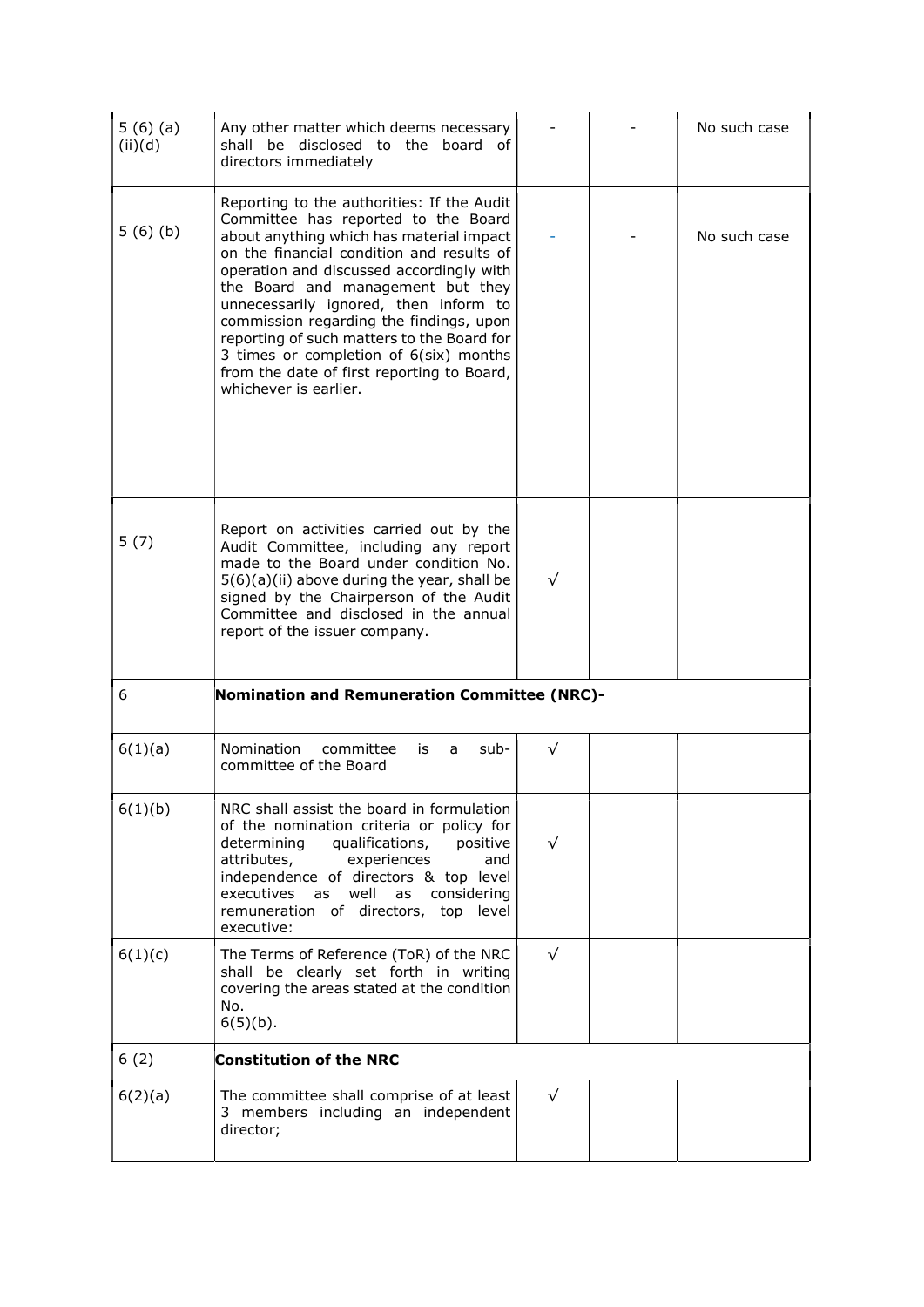| | | | | |
|---|---|---|---|---|
| 5 (6) (a) (ii)(d) | Any other matter which deems necessary shall be disclosed to the board of directors immediately | - | - | No such case |
| 5 (6) (b) | Reporting to the authorities: If the Audit Committee has reported to the Board about anything which has material impact on the financial condition and results of operation and discussed accordingly with the Board and management but they unnecessarily ignored, then inform to commission regarding the findings, upon reporting of such matters to the Board for 3 times or completion of 6(six) months from the date of first reporting to Board, whichever is earlier. | - | - | No such case |
| 5 (7) | Report on activities carried out by the Audit Committee, including any report made to the Board under condition No. 5(6)(a)(ii) above during the year, shall be signed by the Chairperson of the Audit Committee and disclosed in the annual report of the issuer company. | √ | | |
| 6 | **Nomination and Remuneration Committee (NRC)-** | | | |
| 6(1)(a) | Nomination committee is a sub-committee of the Board | √ | | |
| 6(1)(b) | NRC shall assist the board in formulation of the nomination criteria or policy for determining qualifications, positive attributes, experiences and independence of directors & top level executives as well as considering remuneration of directors, top level executive: | √ | | |
| 6(1)(c) | The Terms of Reference (ToR) of the NRC shall be clearly set forth in writing covering the areas stated at the condition No. 6(5)(b). | √ | | |
| 6 (2) | **Constitution of the NRC** | | | |
| 6(2)(a) | The committee shall comprise of at least 3 members including an independent director; | √ | | |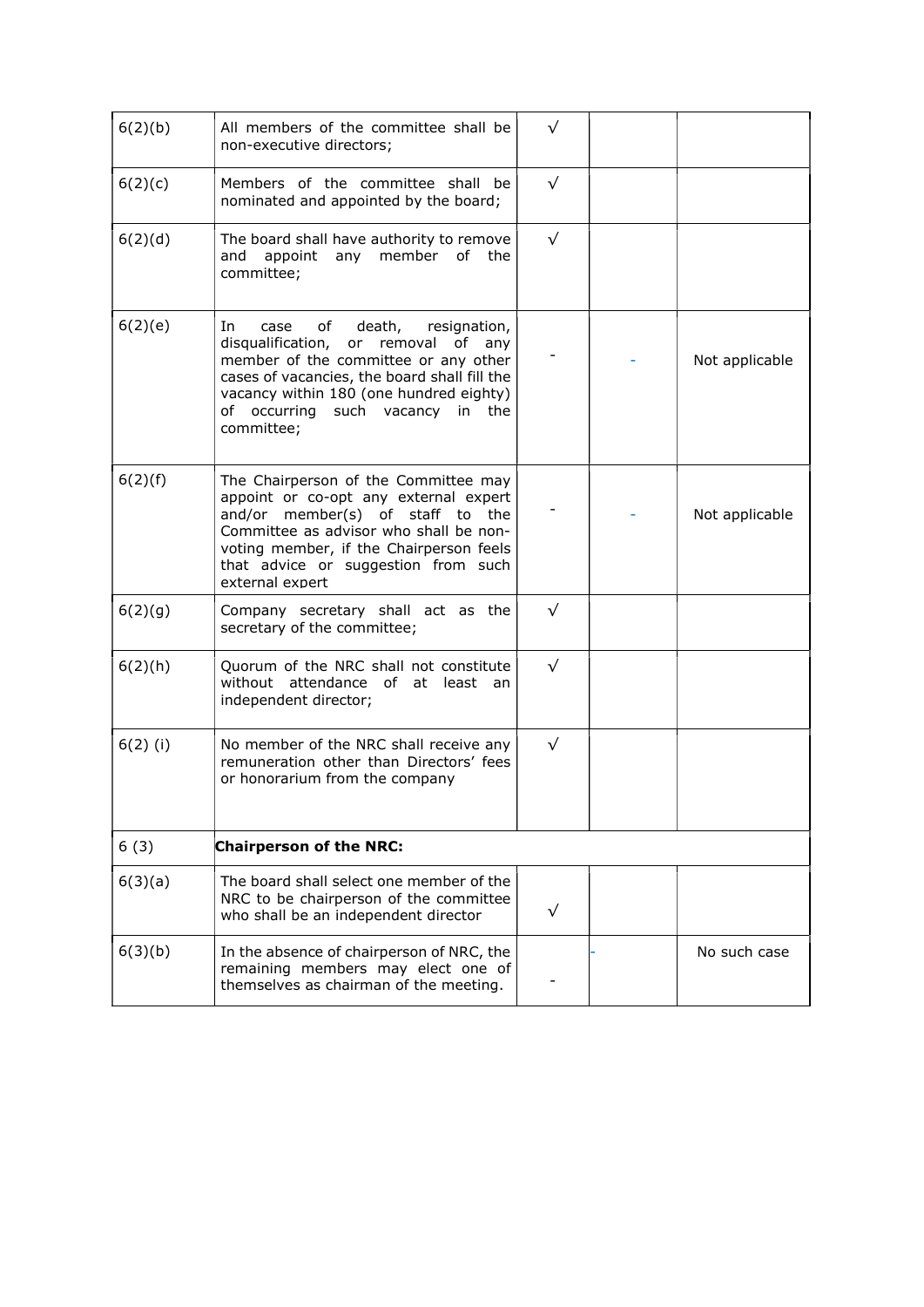| | | | | |
|---|---|---|---|---|
| 6(2)(b) | All members of the committee shall be non-executive directors; | √ | | |
| 6(2)(c) | Members of the committee shall be nominated and appointed by the board; | √ | | |
| 6(2)(d) | The board shall have authority to remove and appoint any member of the committee; | √ | | |
| 6(2)(e) | In case of death, resignation, disqualification, or removal of any member of the committee or any other cases of vacancies, the board shall fill the vacancy within 180 (one hundred eighty) of occurring such vacancy in the committee; | - | - | Not applicable |
| 6(2)(f) | The Chairperson of the Committee may appoint or co-opt any external expert and/or member(s) of staff to the Committee as advisor who shall be non-voting member, if the Chairperson feels that advice or suggestion from such external expert | - | - | Not applicable |
| 6(2)(g) | Company secretary shall act as the secretary of the committee; | √ | | |
| 6(2)(h) | Quorum of the NRC shall not constitute without attendance of at least an independent director; | √ | | |
| 6(2) (i) | No member of the NRC shall receive any remuneration other than Directors' fees or honorarium from the company | √ | | |
| 6 (3) | **Chairperson of the NRC:** | | | |
| 6(3)(a) | The board shall select one member of the NRC to be chairperson of the committee who shall be an independent director | √ | | |
| 6(3)(b) | In the absence of chairperson of NRC, the remaining members may elect one of themselves as chairman of the meeting. | - | - | No such case |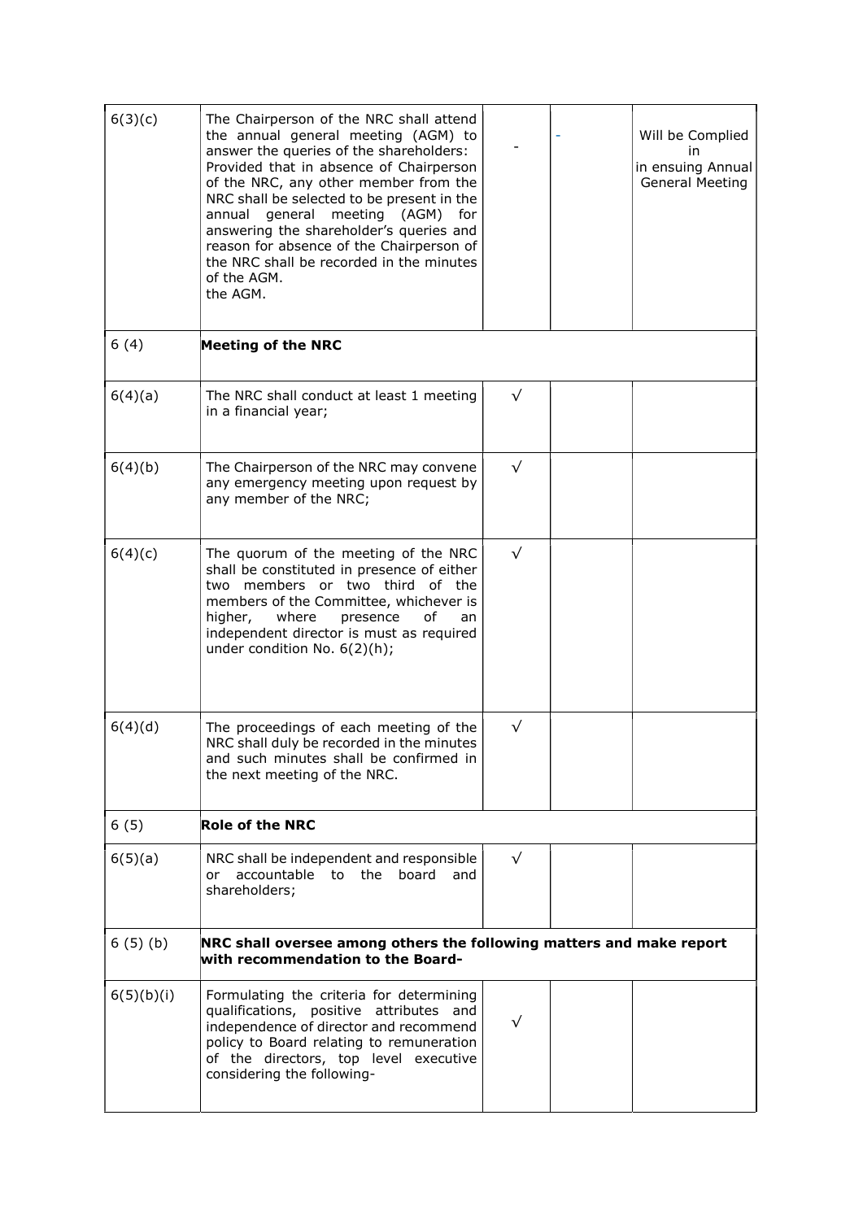| | | | | |
|---|---|---|---|---|
| 6(3)(c) | The Chairperson of the NRC shall attend the annual general meeting (AGM) to answer the queries of the shareholders: Provided that in absence of Chairperson of the NRC, any other member from the NRC shall be selected to be present in the annual general meeting (AGM) for answering the shareholder's queries and reason for absence of the Chairperson of the NRC shall be recorded in the minutes of the AGM. the AGM. | - | - | Will be Complied in in ensuing Annual General Meeting |
| 6 (4) | **Meeting of the NRC** | | | |
| 6(4)(a) | The NRC shall conduct at least 1 meeting in a financial year; | √ | | |
| 6(4)(b) | The Chairperson of the NRC may convene any emergency meeting upon request by any member of the NRC; | √ | | |
| 6(4)(c) | The quorum of the meeting of the NRC shall be constituted in presence of either two members or two third of the members of the Committee, whichever is higher, where presence of an independent director is must as required under condition No. 6(2)(h); | √ | | |
| 6(4)(d) | The proceedings of each meeting of the NRC shall duly be recorded in the minutes and such minutes shall be confirmed in the next meeting of the NRC. | √ | | |
| 6 (5) | **Role of the NRC** | | | |
| 6(5)(a) | NRC shall be independent and responsible or accountable to the board and shareholders; | √ | | |
| 6 (5) (b) | **NRC shall oversee among others the following matters and make report with recommendation to the Board-** | | | |
| 6(5)(b)(i) | Formulating the criteria for determining qualifications, positive attributes and independence of director and recommend policy to Board relating to remuneration of the directors, top level executive considering the following- | √ | | |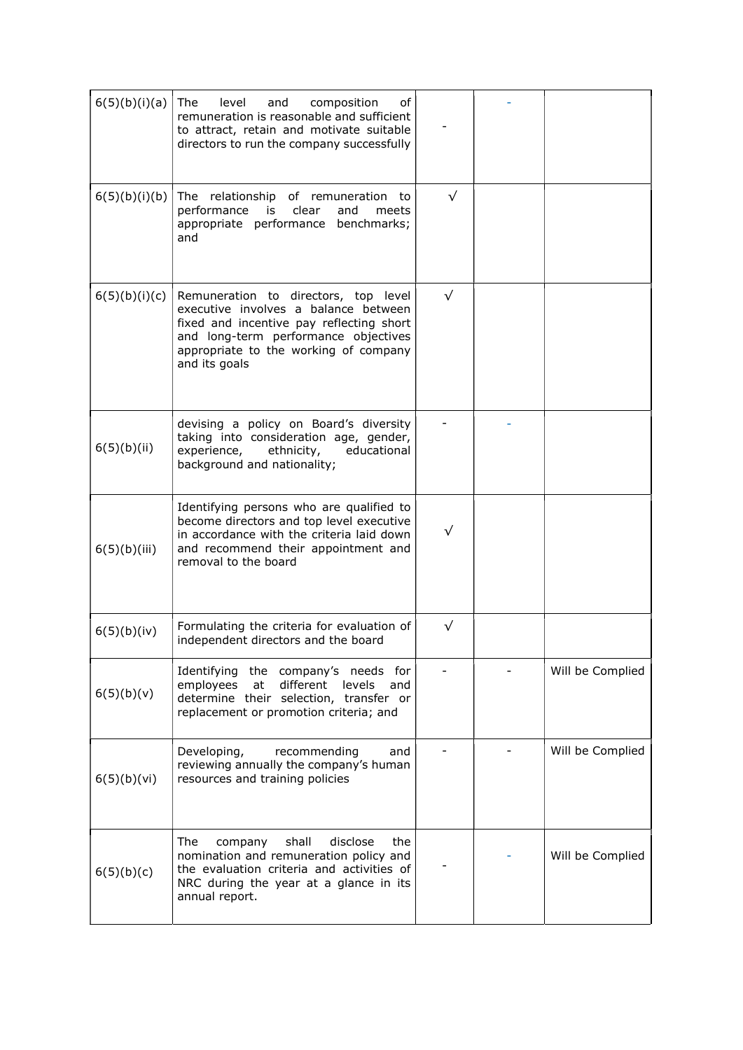| | | | | |
|---|---|---|---|---|
| 6(5)(b)(i)(a) | The level and composition of remuneration is reasonable and sufficient to attract, retain and motivate suitable directors to run the company successfully | - | - | |
| 6(5)(b)(i)(b) | The relationship of remuneration to performance is clear and meets appropriate performance benchmarks; and | √ | | |
| 6(5)(b)(i)(c) | Remuneration to directors, top level executive involves a balance between fixed and incentive pay reflecting short and long-term performance objectives appropriate to the working of company and its goals | √ | | |
| 6(5)(b)(ii) | devising a policy on Board's diversity taking into consideration age, gender, experience, ethnicity, educational background and nationality; | - | - | |
| 6(5)(b)(iii) | Identifying persons who are qualified to become directors and top level executive in accordance with the criteria laid down and recommend their appointment and removal to the board | √ | | |
| 6(5)(b)(iv) | Formulating the criteria for evaluation of independent directors and the board | √ | | |
| 6(5)(b)(v) | Identifying the company's needs for employees at different levels and determine their selection, transfer or replacement or promotion criteria; and | - | - | Will be Complied |
| 6(5)(b)(vi) | Developing, recommending and reviewing annually the company's human resources and training policies | - | - | Will be Complied |
| 6(5)(b)(c) | The company shall disclose the nomination and remuneration policy and the evaluation criteria and activities of NRC during the year at a glance in its annual report. | - | - | Will be Complied |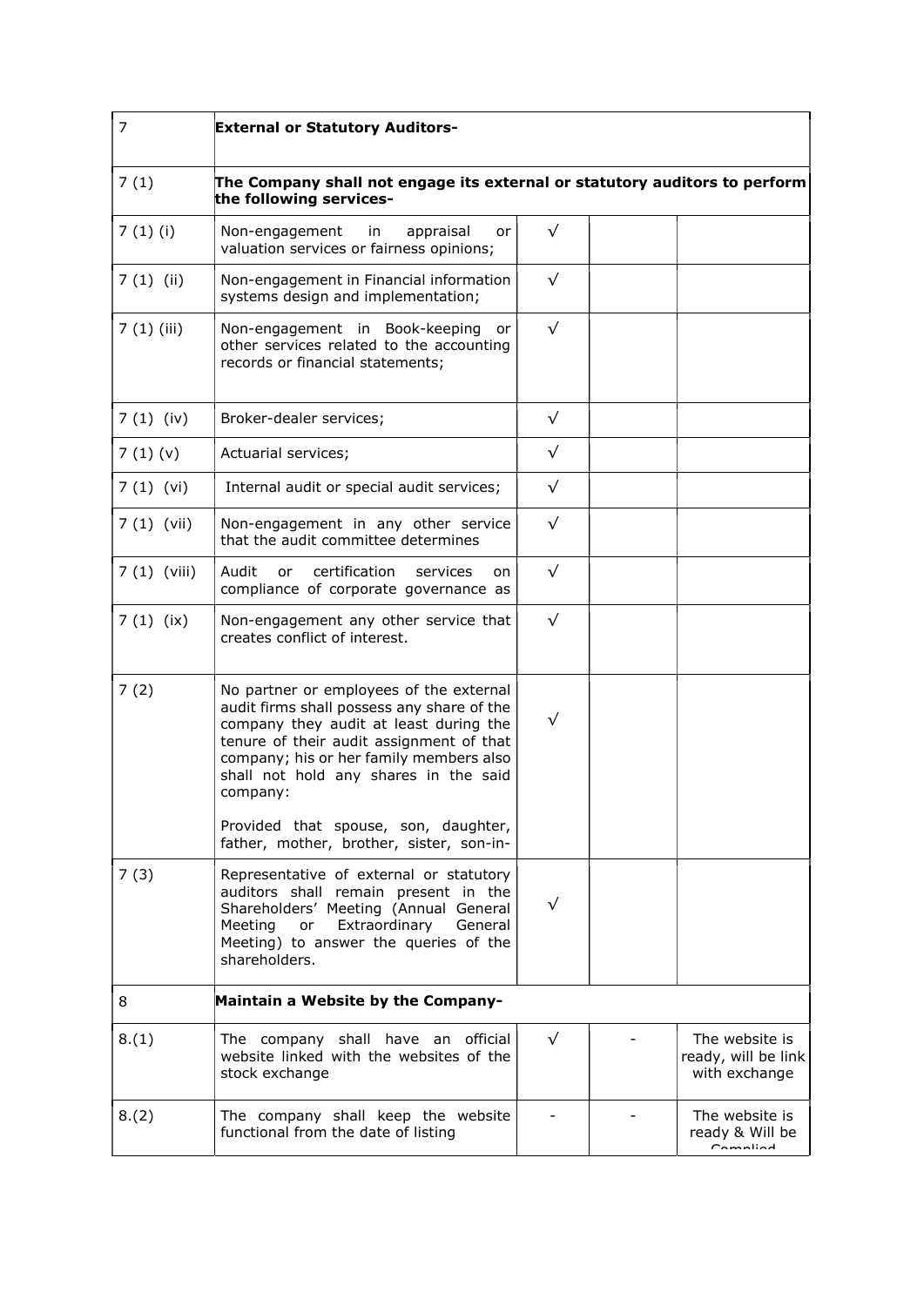| 7 | **External or Statutory Auditors-** | | | |
|---|---|---|---|---|
| 7 (1) | **The Company shall not engage its external or statutory auditors to perform the following services-** | | | |
| 7 (1) (i) | Non-engagement in appraisal or valuation services or fairness opinions; | √ | | |
| 7 (1) (ii) | Non-engagement in Financial information systems design and implementation; | √ | | |
| 7 (1) (iii) | Non-engagement in Book-keeping or other services related to the accounting records or financial statements; | √ | | |
| 7 (1) (iv) | Broker-dealer services; | √ | | |
| 7 (1) (v) | Actuarial services; | √ | | |
| 7 (1) (vi) | Internal audit or special audit services; | √ | | |
| 7 (1) (vii) | Non-engagement in any other service that the audit committee determines | √ | | |
| 7 (1) (viii) | Audit or certification services on compliance of corporate governance as | √ | | |
| 7 (1) (ix) | Non-engagement any other service that creates conflict of interest. | √ | | |
| 7 (2) | No partner or employees of the external audit firms shall possess any share of the company they audit at least during the tenure of their audit assignment of that company; his or her family members also shall not hold any shares in the said company: Provided that spouse, son, daughter, father, mother, brother, sister, son-in- | √ | | |
| 7 (3) | Representative of external or statutory auditors shall remain present in the Shareholders' Meeting (Annual General Meeting or Extraordinary General Meeting) to answer the queries of the shareholders. | √ | | |
| 8 | **Maintain a Website by the Company-** | | | |
| 8.(1) | The company shall have an official website linked with the websites of the stock exchange | √ | - | The website is ready, will be link with exchange |
| 8.(2) | The company shall keep the website functional from the date of listing | - | - | The website is ready & Will be Complied |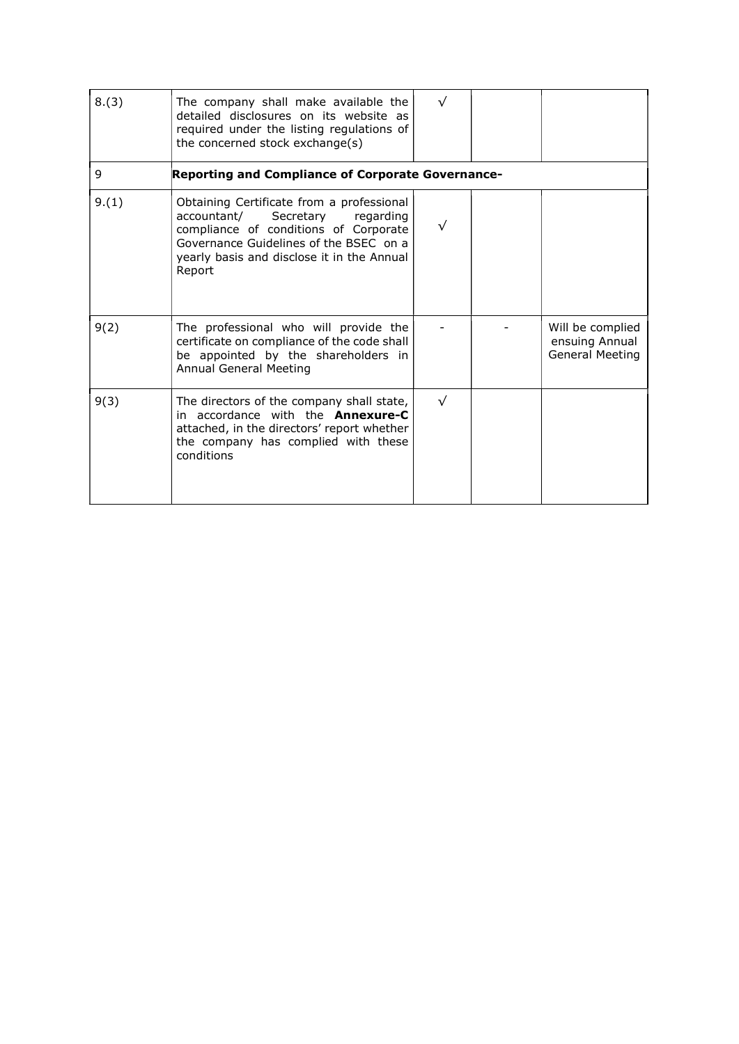| | | | | |
|---|---|---|---|---|
| 8.(3) | The company shall make available the detailed disclosures on its website as required under the listing regulations of the concerned stock exchange(s) | √ | | |
| 9 | **Reporting and Compliance of Corporate Governance-** | | | |
| 9.(1) | Obtaining Certificate from a professional accountant/ Secretary regarding compliance of conditions of Corporate Governance Guidelines of the BSEC on a yearly basis and disclose it in the Annual Report | √ | | |
| 9(2) | The professional who will provide the certificate on compliance of the code shall be appointed by the shareholders in Annual General Meeting | - | - | Will be complied ensuing Annual General Meeting |
| 9(3) | The directors of the company shall state, in accordance with the **Annexure-C** attached, in the directors' report whether the company has complied with these conditions | √ | | |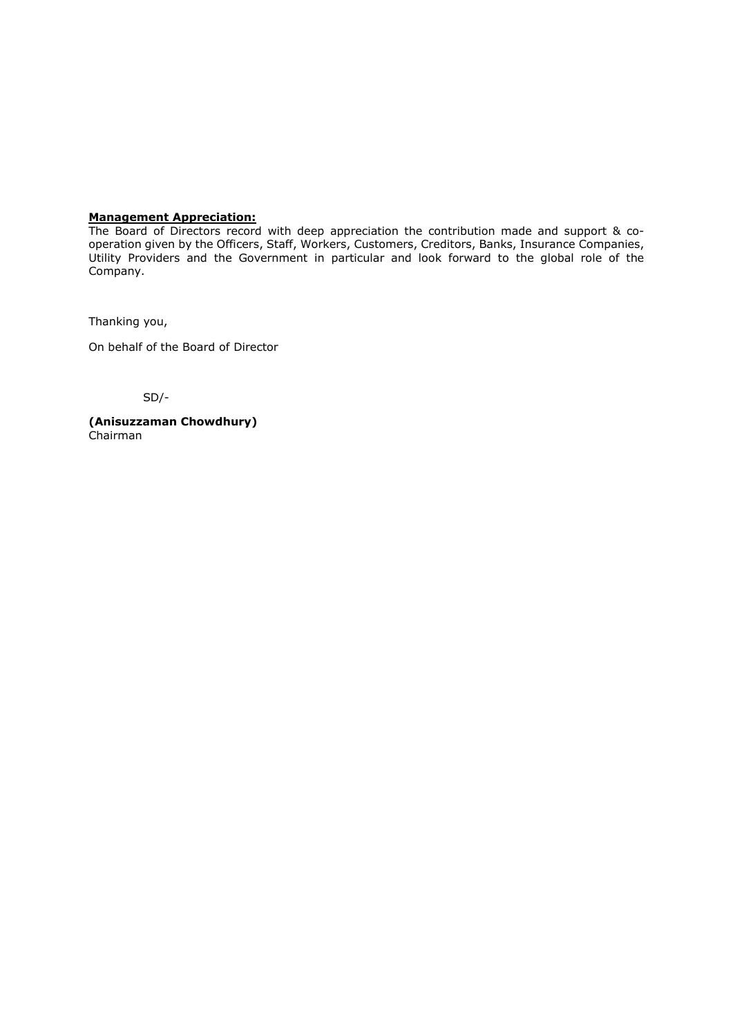**Management Appreciation:**

The Board of Directors record with deep appreciation the contribution made and support & co-operation given by the Officers, Staff, Workers, Customers, Creditors, Banks, Insurance Companies, Utility Providers and the Government in particular and look forward to the global role of the Company.

Thanking you,

On behalf of the Board of Director

SD/-

**(Anisuzzaman Chowdhury)**
Chairman